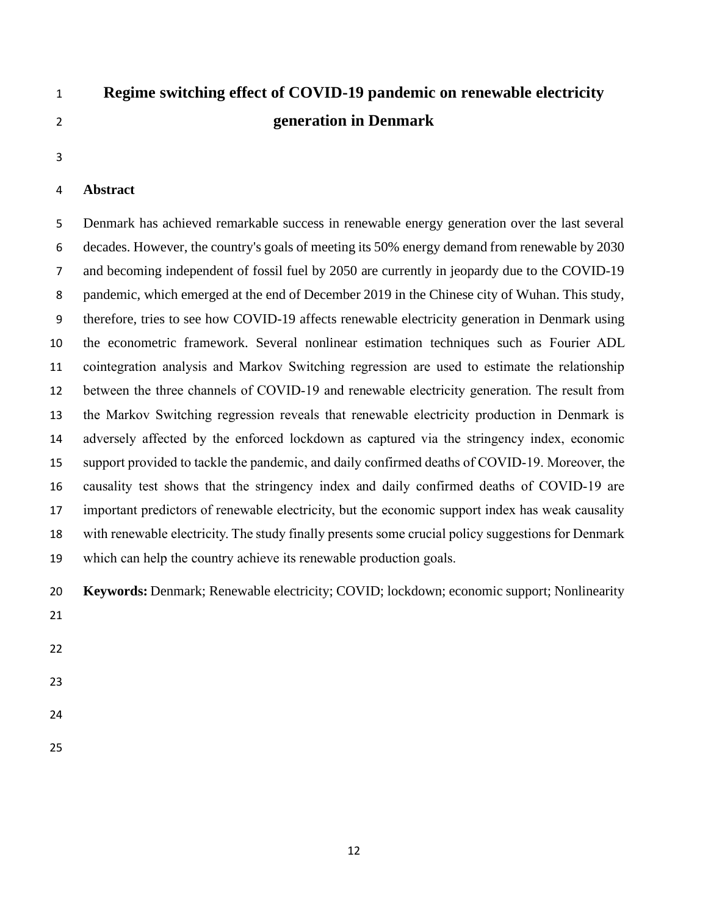# Regime switching effect of COVID-19 pandemic on renewable electricity generation in Denmark

## Abstract

Denmark has achieved remarkable success in renewable energy generation over the last several decades. However, the country's goals of meeting its 50% energy demand from renewable by 2030 and becoming independent of fossil fuel by 2050 are currently in jeopardy due to the COVID-19 pandemic, which emerged at the end of December 2019 in the Chinese city of Wuhan. This study, therefore, tries to see how COVID-19 affects renewable electricity generation in Denmark using the econometric framework. Several nonlinear estimation techniques such as Fourier ADL cointegration analysis and Markov Switching regression are used to estimate the relationship between the three channels of COVID-19 and renewable electricity generation. The result from the Markov Switching regression reveals that renewable electricity production in Denmark is adversely affected by the enforced lockdown as captured via the stringency index, economic support provided to tackle the pandemic, and daily confirmed deaths of COVID-19. Moreover, the causality test shows that the stringency index and daily confirmed deaths of COVID-19 are important predictors of renewable electricity, but the economic support index has weak causality with renewable electricity. The study finally presents some crucial policy suggestions for Denmark which can help the country achieve its renewable production goals.

**Keywords:** Denmark; Renewable electricity; COVID; lockdown; economic support; Nonlinearity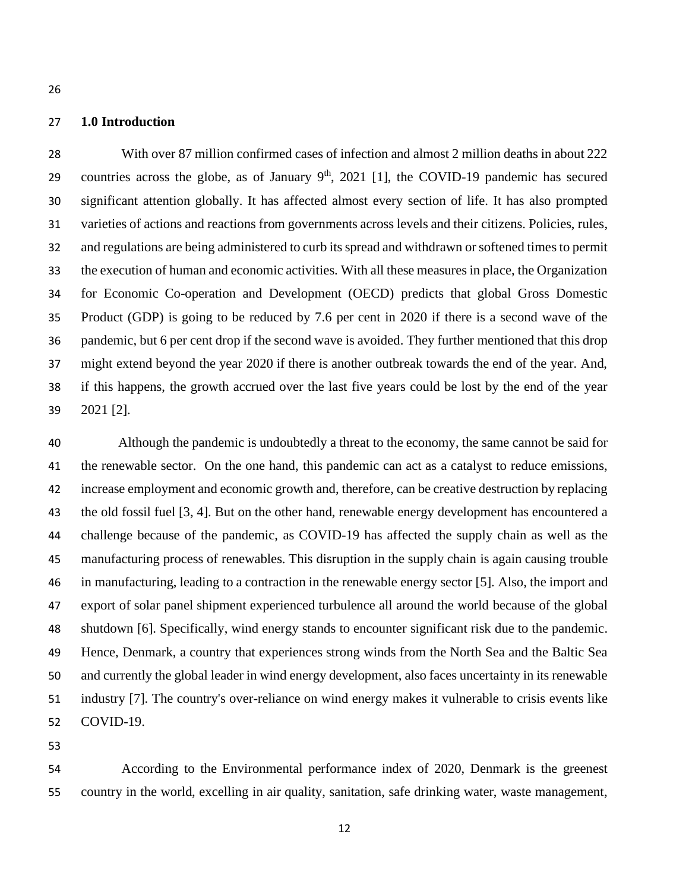## 1.0 Introduction

With over 87 million confirmed cases of infection and almost 2 million deaths in about 222 countries across the globe, as of January 9th, 2021 [1], the COVID-19 pandemic has secured significant attention globally. It has affected almost every section of life. It has also prompted varieties of actions and reactions from governments across levels and their citizens. Policies, rules, and regulations are being administered to curb its spread and withdrawn or softened times to permit the execution of human and economic activities. With all these measures in place, the Organization for Economic Co-operation and Development (OECD) predicts that global Gross Domestic Product (GDP) is going to be reduced by 7.6 per cent in 2020 if there is a second wave of the pandemic, but 6 per cent drop if the second wave is avoided. They further mentioned that this drop might extend beyond the year 2020 if there is another outbreak towards the end of the year. And, if this happens, the growth accrued over the last five years could be lost by the end of the year 2021 [2].

Although the pandemic is undoubtedly a threat to the economy, the same cannot be said for the renewable sector. On the one hand, this pandemic can act as a catalyst to reduce emissions, increase employment and economic growth and, therefore, can be creative destruction by replacing the old fossil fuel [3, 4]. But on the other hand, renewable energy development has encountered a challenge because of the pandemic, as COVID-19 has affected the supply chain as well as the manufacturing process of renewables. This disruption in the supply chain is again causing trouble in manufacturing, leading to a contraction in the renewable energy sector [5]. Also, the import and export of solar panel shipment experienced turbulence all around the world because of the global shutdown [6]. Specifically, wind energy stands to encounter significant risk due to the pandemic. Hence, Denmark, a country that experiences strong winds from the North Sea and the Baltic Sea and currently the global leader in wind energy development, also faces uncertainty in its renewable industry [7]. The country's over-reliance on wind energy makes it vulnerable to crisis events like COVID-19.

According to the Environmental performance index of 2020, Denmark is the greenest country in the world, excelling in air quality, sanitation, safe drinking water, waste management,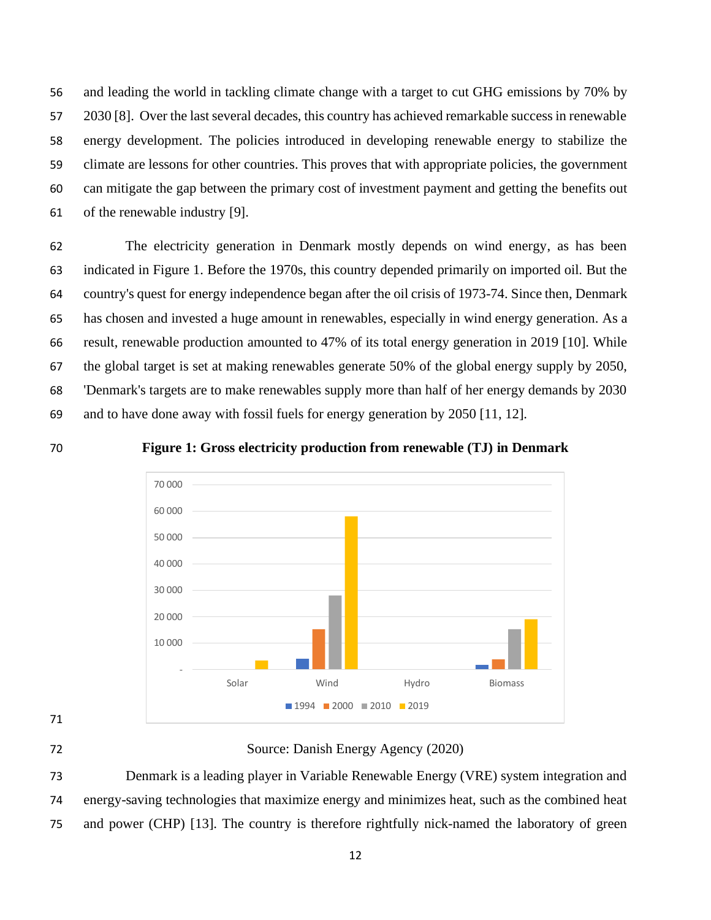and leading the world in tackling climate change with a target to cut GHG emissions by 70% by 2030 [8]. Over the last several decades, this country has achieved remarkable success in renewable energy development. The policies introduced in developing renewable energy to stabilize the climate are lessons for other countries. This proves that with appropriate policies, the government can mitigate the gap between the primary cost of investment payment and getting the benefits out of the renewable industry [9].

The electricity generation in Denmark mostly depends on wind energy, as has been indicated in Figure 1. Before the 1970s, this country depended primarily on imported oil. But the country's quest for energy independence began after the oil crisis of 1973-74. Since then, Denmark has chosen and invested a huge amount in renewables, especially in wind energy generation. As a result, renewable production amounted to 47% of its total energy generation in 2019 [10]. While the global target is set at making renewables generate 50% of the global energy supply by 2050, 'Denmark's targets are to make renewables supply more than half of her energy demands by 2030 and to have done away with fossil fuels for energy generation by 2050 [11, 12].

**Figure 1: Gross electricity production from renewable (TJ) in Denmark**

Source: Danish Energy Agency (2020)

Denmark is a leading player in Variable Renewable Energy (VRE) system integration and energy-saving technologies that maximize energy and minimizes heat, such as the combined heat and power (CHP) [13]. The country is therefore rightfully nick-named the laboratory of green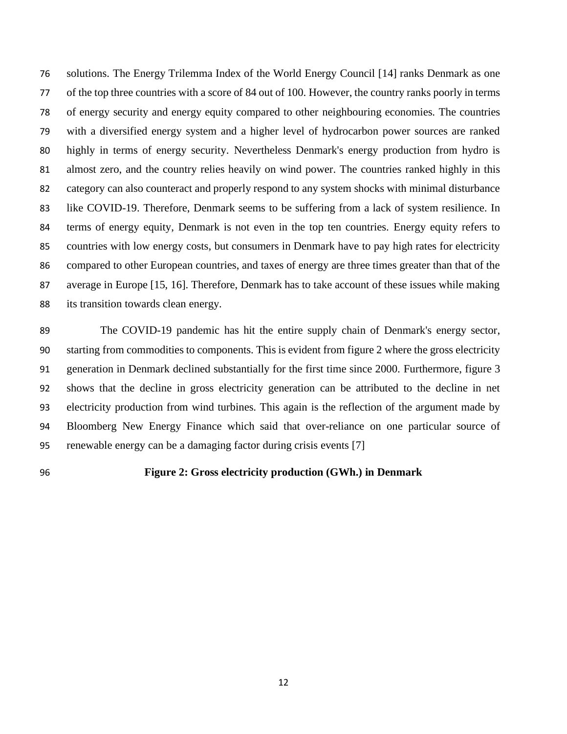solutions. The Energy Trilemma Index of the World Energy Council [14] ranks Denmark as one of the top three countries with a score of 84 out of 100. However, the country ranks poorly in terms of energy security and energy equity compared to other neighbouring economies. The countries with a diversified energy system and a higher level of hydrocarbon power sources are ranked highly in terms of energy security. Nevertheless Denmark's energy production from hydro is almost zero, and the country relies heavily on wind power. The countries ranked highly in this category can also counteract and properly respond to any system shocks with minimal disturbance like COVID-19. Therefore, Denmark seems to be suffering from a lack of system resilience. In terms of energy equity, Denmark is not even in the top ten countries. Energy equity refers to countries with low energy costs, but consumers in Denmark have to pay high rates for electricity compared to other European countries, and taxes of energy are three times greater than that of the average in Europe [15, 16]. Therefore, Denmark has to take account of these issues while making its transition towards clean energy.

The COVID-19 pandemic has hit the entire supply chain of Denmark's energy sector, starting from commodities to components. This is evident from figure 2 where the gross electricity generation in Denmark declined substantially for the first time since 2000. Furthermore, figure 3 shows that the decline in gross electricity generation can be attributed to the decline in net electricity production from wind turbines. This again is the reflection of the argument made by Bloomberg New Energy Finance which said that over-reliance on one particular source of renewable energy can be a damaging factor during crisis events [7]

**Figure 2: Gross electricity production (GWh.) in Denmark**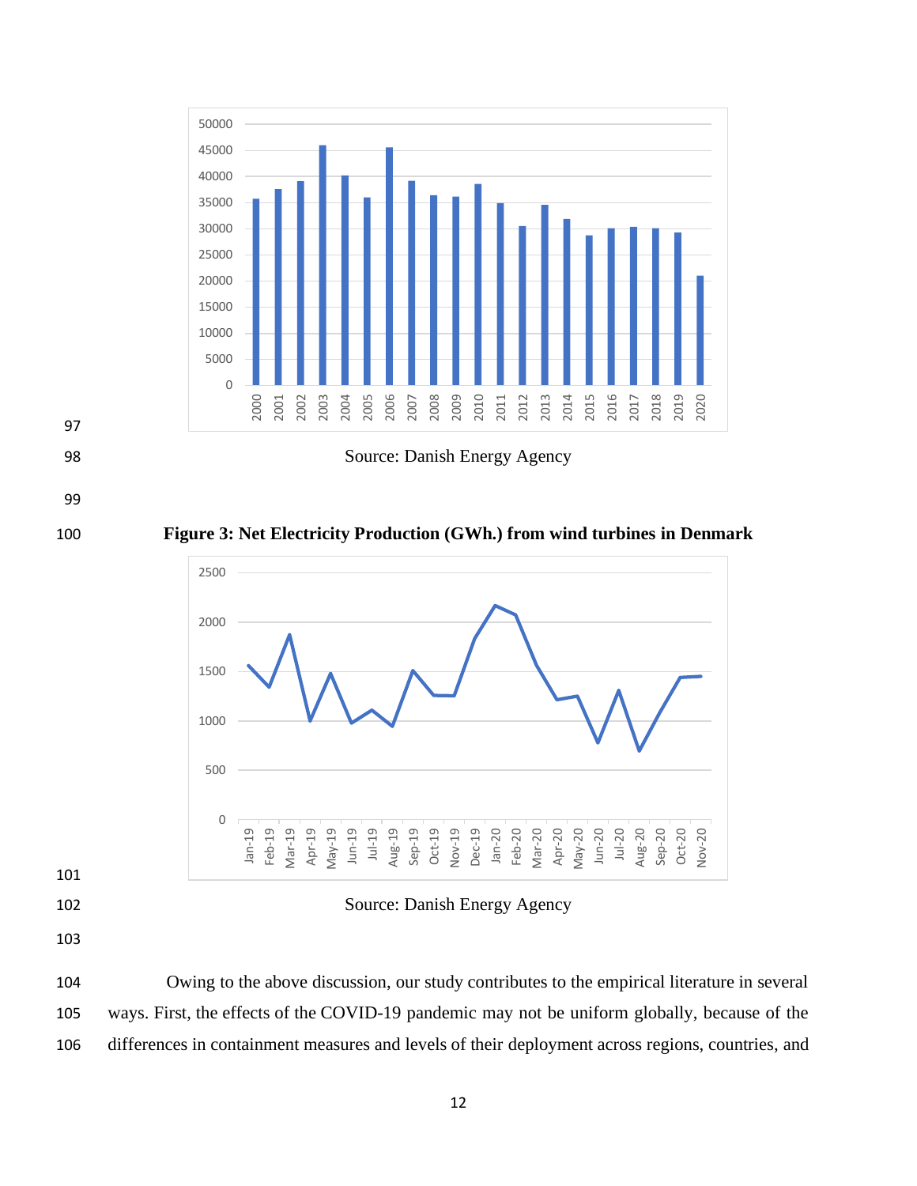Source: Danish Energy Agency

**Figure 3: Net Electricity Production (GWh.) from wind turbines in Denmark**

Source: Danish Energy Agency

Owing to the above discussion, our study contributes to the empirical literature in several ways. First, the effects of the COVID-19 pandemic may not be uniform globally, because of the differences in containment measures and levels of their deployment across regions, countries, and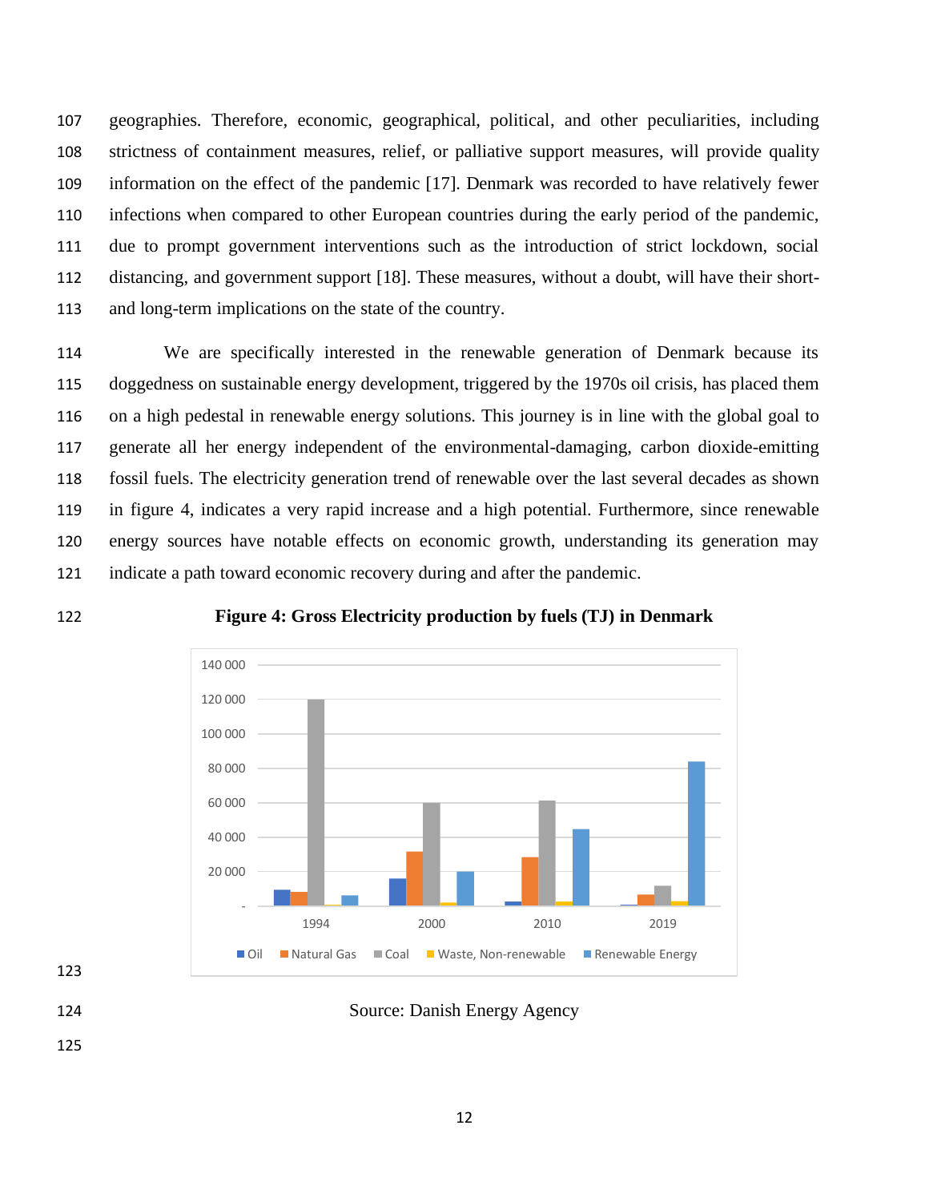geographies. Therefore, economic, geographical, political, and other peculiarities, including strictness of containment measures, relief, or palliative support measures, will provide quality information on the effect of the pandemic [17]. Denmark was recorded to have relatively fewer infections when compared to other European countries during the early period of the pandemic, due to prompt government interventions such as the introduction of strict lockdown, social distancing, and government support [18]. These measures, without a doubt, will have their short- and long-term implications on the state of the country.

We are specifically interested in the renewable generation of Denmark because its doggedness on sustainable energy development, triggered by the 1970s oil crisis, has placed them on a high pedestal in renewable energy solutions. This journey is in line with the global goal to generate all her energy independent of the environmental-damaging, carbon dioxide-emitting fossil fuels. The electricity generation trend of renewable over the last several decades as shown in figure 4, indicates a very rapid increase and a high potential. Furthermore, since renewable energy sources have notable effects on economic growth, understanding its generation may indicate a path toward economic recovery during and after the pandemic.

**Figure 4: Gross Electricity production by fuels (TJ) in Denmark**

Source: Danish Energy Agency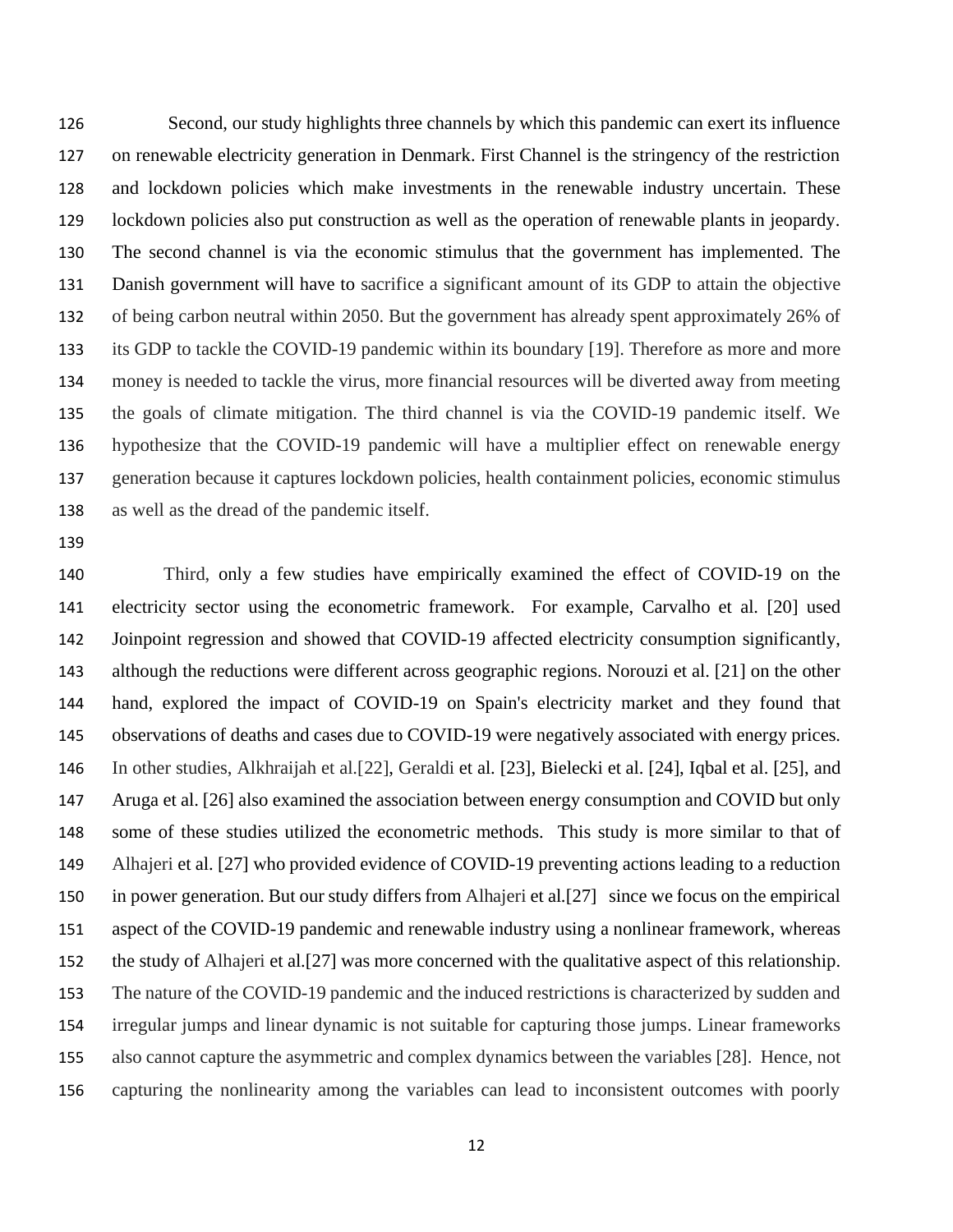Second, our study highlights three channels by which this pandemic can exert its influence on renewable electricity generation in Denmark. First Channel is the stringency of the restriction and lockdown policies which make investments in the renewable industry uncertain. These lockdown policies also put construction as well as the operation of renewable plants in jeopardy. The second channel is via the economic stimulus that the government has implemented. The Danish government will have to sacrifice a significant amount of its GDP to attain the objective of being carbon neutral within 2050. But the government has already spent approximately 26% of its GDP to tackle the COVID-19 pandemic within its boundary [19]. Therefore as more and more money is needed to tackle the virus, more financial resources will be diverted away from meeting the goals of climate mitigation. The third channel is via the COVID-19 pandemic itself. We hypothesize that the COVID-19 pandemic will have a multiplier effect on renewable energy generation because it captures lockdown policies, health containment policies, economic stimulus as well as the dread of the pandemic itself.

Third, only a few studies have empirically examined the effect of COVID-19 on the electricity sector using the econometric framework. For example, Carvalho et al. [20] used Joinpoint regression and showed that COVID-19 affected electricity consumption significantly, although the reductions were different across geographic regions. Norouzi et al. [21] on the other hand, explored the impact of COVID-19 on Spain's electricity market and they found that observations of deaths and cases due to COVID-19 were negatively associated with energy prices. In other studies, Alkhraijah et al.[22], Geraldi et al. [23], Bielecki et al. [24], Iqbal et al. [25], and Aruga et al. [26] also examined the association between energy consumption and COVID but only some of these studies utilized the econometric methods. This study is more similar to that of Alhajeri et al. [27] who provided evidence of COVID-19 preventing actions leading to a reduction in power generation. But our study differs from Alhajeri et al.[27] since we focus on the empirical aspect of the COVID-19 pandemic and renewable industry using a nonlinear framework, whereas the study of Alhajeri et al.[27] was more concerned with the qualitative aspect of this relationship. The nature of the COVID-19 pandemic and the induced restrictions is characterized by sudden and irregular jumps and linear dynamic is not suitable for capturing those jumps. Linear frameworks also cannot capture the asymmetric and complex dynamics between the variables [28]. Hence, not capturing the nonlinearity among the variables can lead to inconsistent outcomes with poorly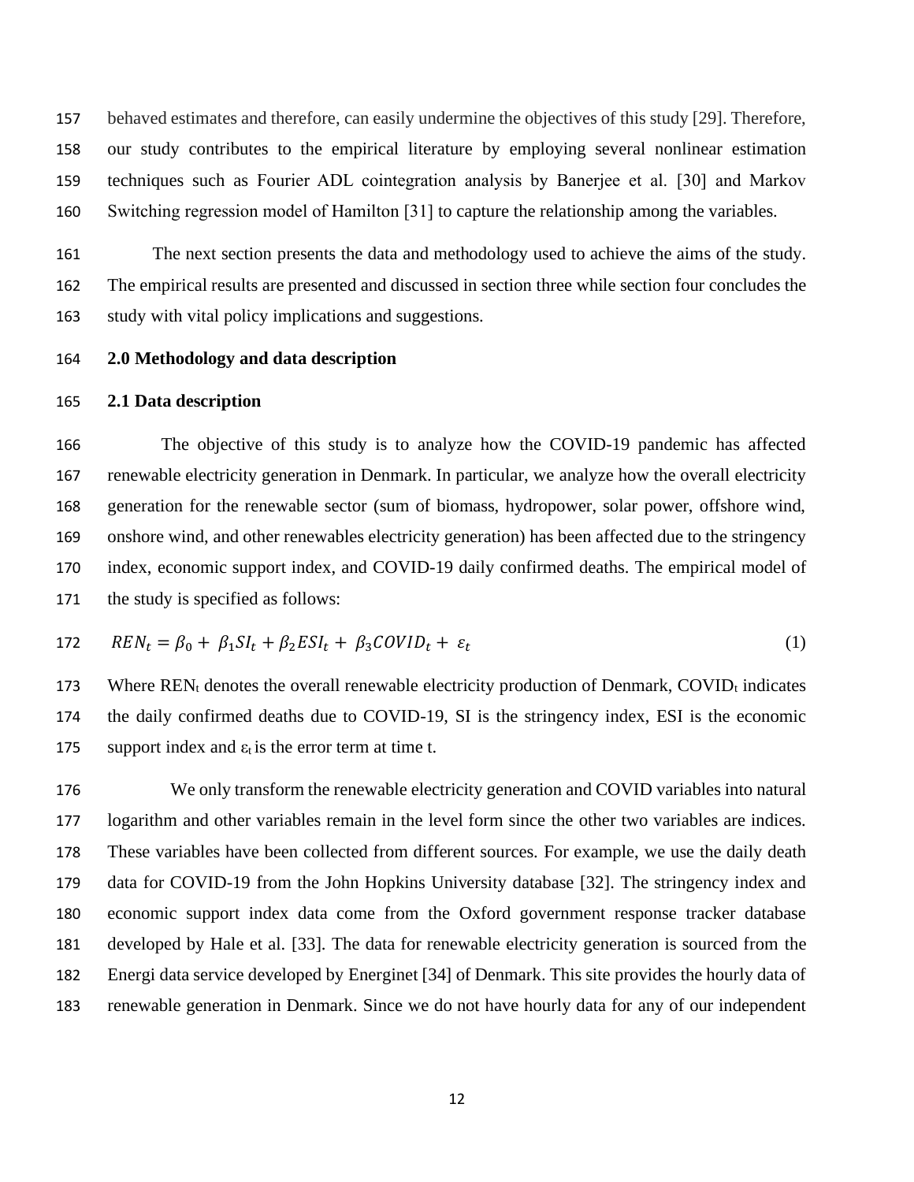behaved estimates and therefore, can easily undermine the objectives of this study [29]. Therefore, our study contributes to the empirical literature by employing several nonlinear estimation techniques such as Fourier ADL cointegration analysis by Banerjee et al. [30] and Markov Switching regression model of Hamilton [31] to capture the relationship among the variables.

The next section presents the data and methodology used to achieve the aims of the study. The empirical results are presented and discussed in section three while section four concludes the study with vital policy implications and suggestions.

## 2.0 Methodology and data description

### 2.1 Data description

The objective of this study is to analyze how the COVID-19 pandemic has affected renewable electricity generation in Denmark. In particular, we analyze how the overall electricity generation for the renewable sector (sum of biomass, hydropower, solar power, offshore wind, onshore wind, and other renewables electricity generation) has been affected due to the stringency index, economic support index, and COVID-19 daily confirmed deaths. The empirical model of the study is specified as follows:

$$REN_t = \beta_0 + \beta_1 SI_t + \beta_2 ESI_t + \beta_3 COVID_t + \varepsilon_t \tag{1}$$

Where $REN_t$ denotes the overall renewable electricity production of Denmark, $COVID_t$ indicates the daily confirmed deaths due to COVID-19, SI is the stringency index, ESI is the economic support index and $\varepsilon_t$ is the error term at time t.

We only transform the renewable electricity generation and COVID variables into natural logarithm and other variables remain in the level form since the other two variables are indices. These variables have been collected from different sources. For example, we use the daily death data for COVID-19 from the John Hopkins University database [32]. The stringency index and economic support index data come from the Oxford government response tracker database developed by Hale et al. [33]. The data for renewable electricity generation is sourced from the Energi data service developed by Energinet [34] of Denmark. This site provides the hourly data of renewable generation in Denmark. Since we do not have hourly data for any of our independent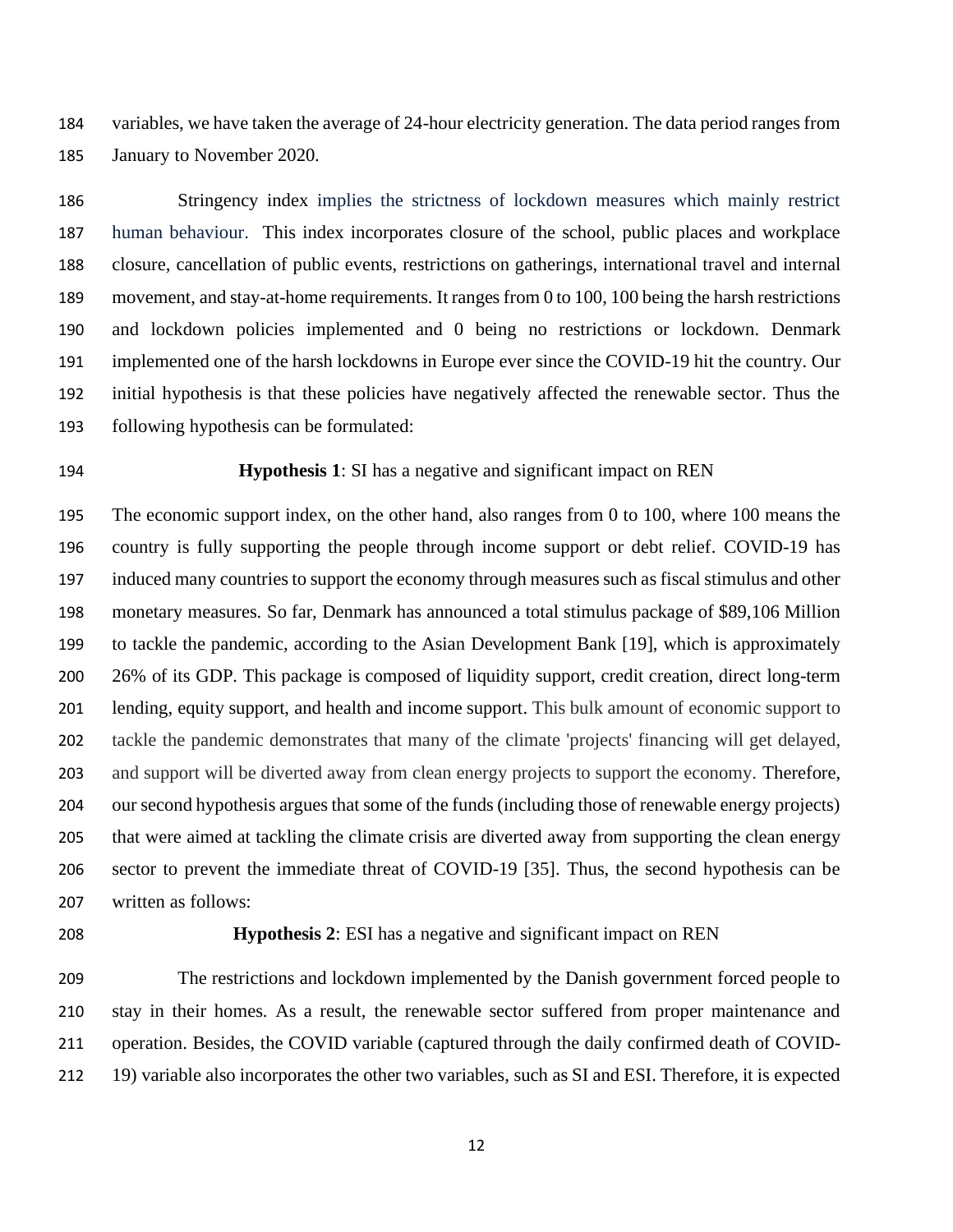variables, we have taken the average of 24-hour electricity generation. The data period ranges from January to November 2020.

Stringency index implies the strictness of lockdown measures which mainly restrict human behaviour. This index incorporates closure of the school, public places and workplace closure, cancellation of public events, restrictions on gatherings, international travel and internal movement, and stay-at-home requirements. It ranges from 0 to 100, 100 being the harsh restrictions and lockdown policies implemented and 0 being no restrictions or lockdown. Denmark implemented one of the harsh lockdowns in Europe ever since the COVID-19 hit the country. Our initial hypothesis is that these policies have negatively affected the renewable sector. Thus the following hypothesis can be formulated:

**Hypothesis 1**: SI has a negative and significant impact on REN

The economic support index, on the other hand, also ranges from 0 to 100, where 100 means the country is fully supporting the people through income support or debt relief. COVID-19 has induced many countries to support the economy through measures such as fiscal stimulus and other monetary measures. So far, Denmark has announced a total stimulus package of $89,106 Million to tackle the pandemic, according to the Asian Development Bank [19], which is approximately 26% of its GDP. This package is composed of liquidity support, credit creation, direct long-term lending, equity support, and health and income support. This bulk amount of economic support to tackle the pandemic demonstrates that many of the climate 'projects' financing will get delayed, and support will be diverted away from clean energy projects to support the economy. Therefore, our second hypothesis argues that some of the funds (including those of renewable energy projects) that were aimed at tackling the climate crisis are diverted away from supporting the clean energy sector to prevent the immediate threat of COVID-19 [35]. Thus, the second hypothesis can be written as follows:

**Hypothesis 2**: ESI has a negative and significant impact on REN

The restrictions and lockdown implemented by the Danish government forced people to stay in their homes. As a result, the renewable sector suffered from proper maintenance and operation. Besides, the COVID variable (captured through the daily confirmed death of COVID-19) variable also incorporates the other two variables, such as SI and ESI. Therefore, it is expected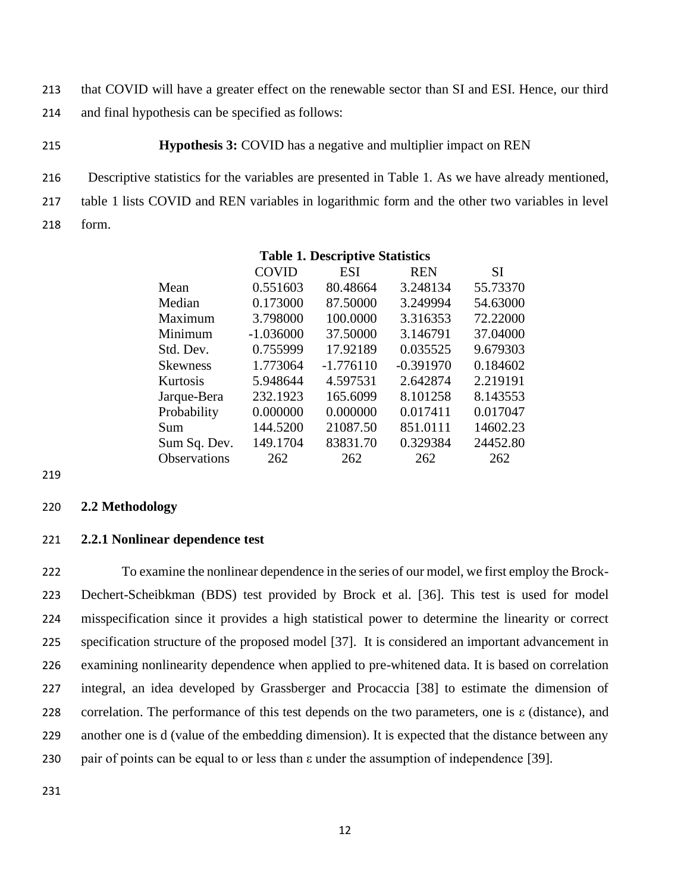that COVID will have a greater effect on the renewable sector than SI and ESI. Hence, our third and final hypothesis can be specified as follows:

**Hypothesis 3:** COVID has a negative and multiplier impact on REN

Descriptive statistics for the variables are presented in Table 1. As we have already mentioned, table 1 lists COVID and REN variables in logarithmic form and the other two variables in level form.

**Table 1. Descriptive Statistics**

| | COVID | ESI | REN | SI |
|---|---|---|---|---|
| Mean | 0.551603 | 80.48664 | 3.248134 | 55.73370 |
| Median | 0.173000 | 87.50000 | 3.249994 | 54.63000 |
| Maximum | 3.798000 | 100.0000 | 3.316353 | 72.22000 |
| Minimum | -1.036000 | 37.50000 | 3.146791 | 37.04000 |
| Std. Dev. | 0.755999 | 17.92189 | 0.035525 | 9.679303 |
| Skewness | 1.773064 | -1.776110 | -0.391970 | 0.184602 |
| Kurtosis | 5.948644 | 4.597531 | 2.642874 | 2.219191 |
| Jarque-Bera | 232.1923 | 165.6099 | 8.101258 | 8.143553 |
| Probability | 0.000000 | 0.000000 | 0.017411 | 0.017047 |
| Sum | 144.5200 | 21087.50 | 851.0111 | 14602.23 |
| Sum Sq. Dev. | 149.1704 | 83831.70 | 0.329384 | 24452.80 |
| Observations | 262 | 262 | 262 | 262 |

## 2.2 Methodology

### 2.2.1 Nonlinear dependence test

To examine the nonlinear dependence in the series of our model, we first employ the Brock-Dechert-Scheibkman (BDS) test provided by Brock et al. [36]. This test is used for model misspecification since it provides a high statistical power to determine the linearity or correct specification structure of the proposed model [37]. It is considered an important advancement in examining nonlinearity dependence when applied to pre-whitened data. It is based on correlation integral, an idea developed by Grassberger and Procaccia [38] to estimate the dimension of correlation. The performance of this test depends on the two parameters, one is $\varepsilon$ (distance), and another one is d (value of the embedding dimension). It is expected that the distance between any pair of points can be equal to or less than $\varepsilon$ under the assumption of independence [39].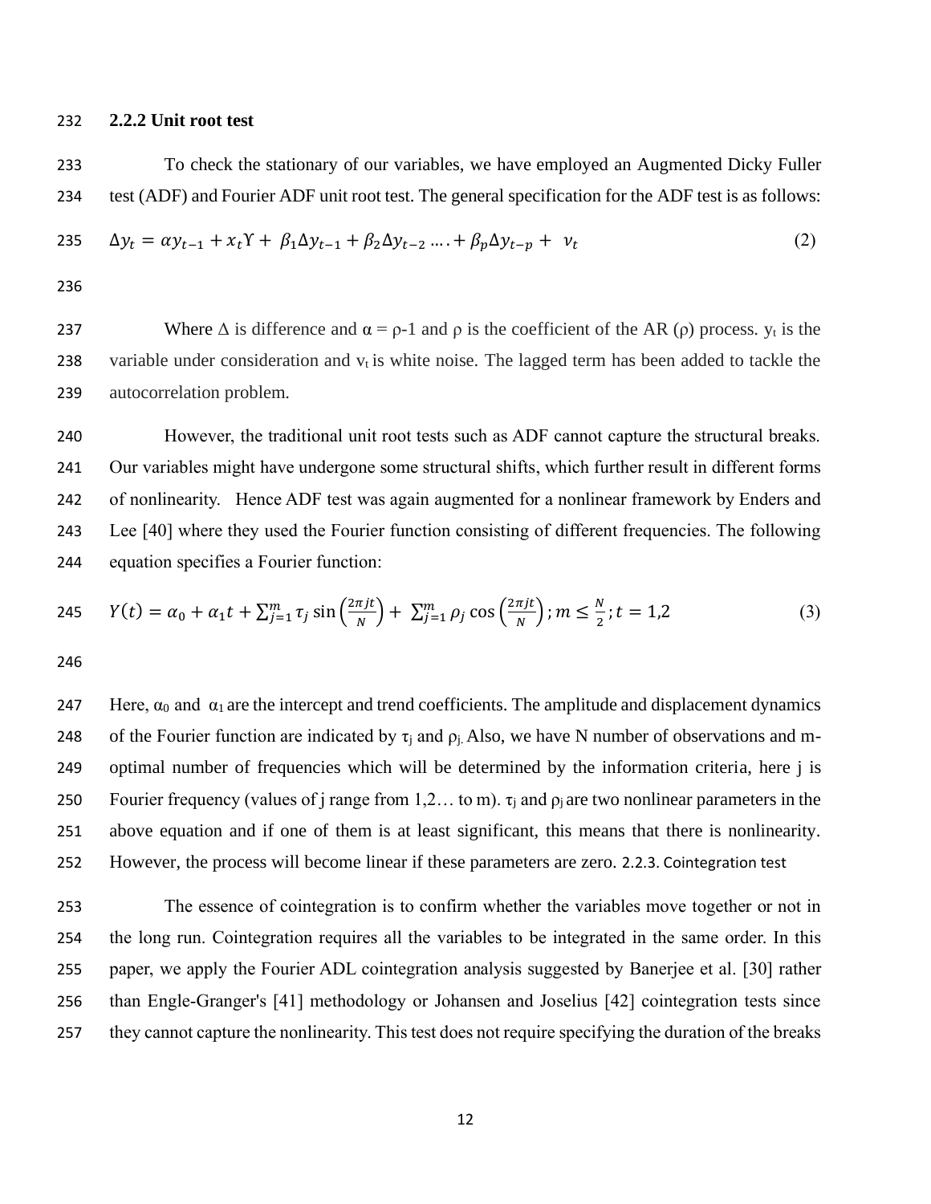### 2.2.2 Unit root test

To check the stationary of our variables, we have employed an Augmented Dicky Fuller test (ADF) and Fourier ADF unit root test. The general specification for the ADF test is as follows:

$$\Delta y_t = \alpha y_{t-1} + x_t \Upsilon + \beta_1 \Delta y_{t-1} + \beta_2 \Delta y_{t-2} \dots + \beta_p \Delta y_{t-p} + \nu_t \tag{2}$$

Where $\Delta$ is difference and $\alpha = \rho$-1 and $\rho$ is the coefficient of the AR ($\rho$) process. $y_t$ is the variable under consideration and $v_t$ is white noise. The lagged term has been added to tackle the autocorrelation problem.

However, the traditional unit root tests such as ADF cannot capture the structural breaks. Our variables might have undergone some structural shifts, which further result in different forms of nonlinearity. Hence ADF test was again augmented for a nonlinear framework by Enders and Lee [40] where they used the Fourier function consisting of different frequencies. The following equation specifies a Fourier function:

$$Y(t) = \alpha_0 + \alpha_1 t + \sum_{j=1}^{m} \tau_j \sin\left(\frac{2\pi jt}{N}\right) + \sum_{j=1}^{m} \rho_j \cos\left(\frac{2\pi jt}{N}\right); m \leq \frac{N}{2}; t = 1,2 \tag{3}$$

Here, $\alpha_0$ and $\alpha_1$ are the intercept and trend coefficients. The amplitude and displacement dynamics of the Fourier function are indicated by $\tau_j$ and $\rho_j$. Also, we have N number of observations and m-optimal number of frequencies which will be determined by the information criteria, here j is Fourier frequency (values of j range from 1,2… to m). $\tau_j$ and $\rho_j$ are two nonlinear parameters in the above equation and if one of them is at least significant, this means that there is nonlinearity. However, the process will become linear if these parameters are zero.

### 2.2.3. Cointegration test

The essence of cointegration is to confirm whether the variables move together or not in the long run. Cointegration requires all the variables to be integrated in the same order. In this paper, we apply the Fourier ADL cointegration analysis suggested by Banerjee et al. [30] rather than Engle-Granger's [41] methodology or Johansen and Joselius [42] cointegration tests since they cannot capture the nonlinearity. This test does not require specifying the duration of the breaks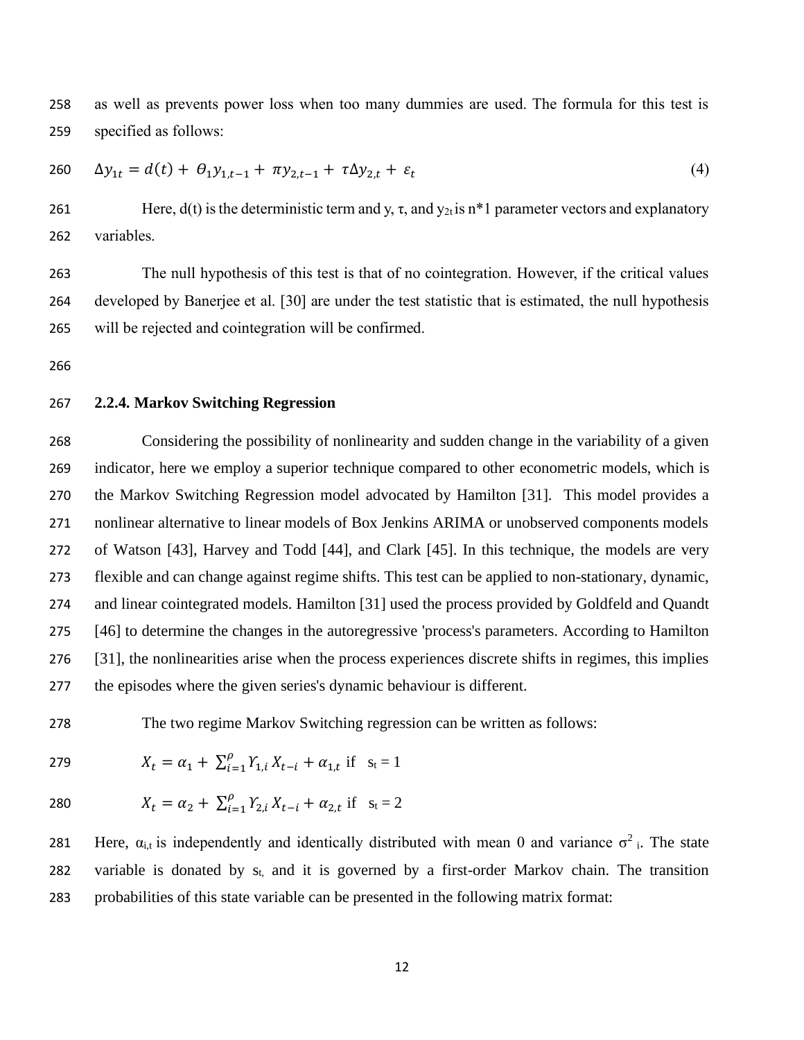as well as prevents power loss when too many dummies are used. The formula for this test is specified as follows:

$$\Delta y_{1t} = d(t) + \Theta_1 y_{1,t-1} + \pi y_{2,t-1} + \tau \Delta y_{2,t} + \varepsilon_t \tag{4}$$

Here, d(t) is the deterministic term and y, τ, and $y_{2t}$ is n*1 parameter vectors and explanatory variables.

The null hypothesis of this test is that of no cointegration. However, if the critical values developed by Banerjee et al. [30] are under the test statistic that is estimated, the null hypothesis will be rejected and cointegration will be confirmed.

### 2.2.4. Markov Switching Regression

Considering the possibility of nonlinearity and sudden change in the variability of a given indicator, here we employ a superior technique compared to other econometric models, which is the Markov Switching Regression model advocated by Hamilton [31]. This model provides a nonlinear alternative to linear models of Box Jenkins ARIMA or unobserved components models of Watson [43], Harvey and Todd [44], and Clark [45]. In this technique, the models are very flexible and can change against regime shifts. This test can be applied to non-stationary, dynamic, and linear cointegrated models. Hamilton [31] used the process provided by Goldfeld and Quandt [46] to determine the changes in the autoregressive 'process's parameters. According to Hamilton [31], the nonlinearities arise when the process experiences discrete shifts in regimes, this implies the episodes where the given series's dynamic behaviour is different.

The two regime Markov Switching regression can be written as follows:

$$X_t = \alpha_1 + \sum_{i=1}^{\rho} Y_{1,i} X_{t-i} + \alpha_{1,t} \text{ if } s_t = 1$$

$$X_t = \alpha_2 + \sum_{i=1}^{\rho} Y_{2,i} X_{t-i} + \alpha_{2,t} \text{ if } s_t = 2$$

Here, $\alpha_{i,t}$ is independently and identically distributed with mean 0 and variance $\sigma^2{}_i$. The state variable is donated by $s_t$, and it is governed by a first-order Markov chain. The transition probabilities of this state variable can be presented in the following matrix format: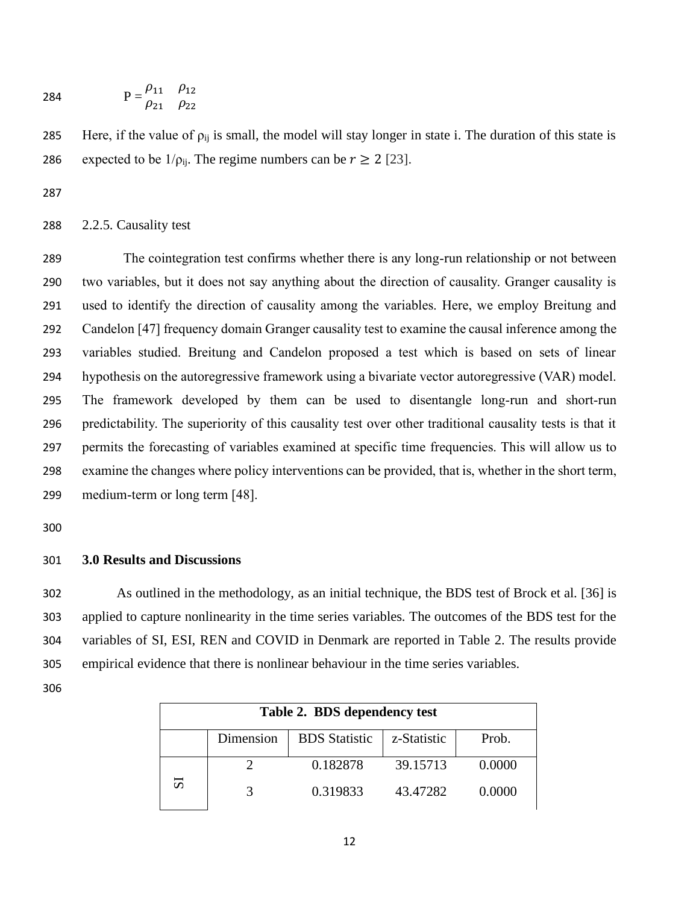$$P = \begin{matrix} \rho_{11} & \rho_{12} \\ \rho_{21} & \rho_{22} \end{matrix}$$

Here, if the value of $\rho_{ij}$ is small, the model will stay longer in state i. The duration of this state is expected to be $1/\rho_{ij}$. The regime numbers can be $r \geq 2$ [23].

2.2.5. Causality test

The cointegration test confirms whether there is any long-run relationship or not between two variables, but it does not say anything about the direction of causality. Granger causality is used to identify the direction of causality among the variables. Here, we employ Breitung and Candelon [47] frequency domain Granger causality test to examine the causal inference among the variables studied. Breitung and Candelon proposed a test which is based on sets of linear hypothesis on the autoregressive framework using a bivariate vector autoregressive (VAR) model. The framework developed by them can be used to disentangle long-run and short-run predictability. The superiority of this causality test over other traditional causality tests is that it permits the forecasting of variables examined at specific time frequencies. This will allow us to examine the changes where policy interventions can be provided, that is, whether in the short term, medium-term or long term [48].

## 3.0 Results and Discussions

As outlined in the methodology, as an initial technique, the BDS test of Brock et al. [36] is applied to capture nonlinearity in the time series variables. The outcomes of the BDS test for the variables of SI, ESI, REN and COVID in Denmark are reported in Table 2. The results provide empirical evidence that there is nonlinear behaviour in the time series variables.

**Table 2. BDS dependency test**

| | Dimension | BDS Statistic | z-Statistic | Prob. |
|---|---|---|---|---|
| SI | 2 | 0.182878 | 39.15713 | 0.0000 |
| | 3 | 0.319833 | 43.47282 | 0.0000 |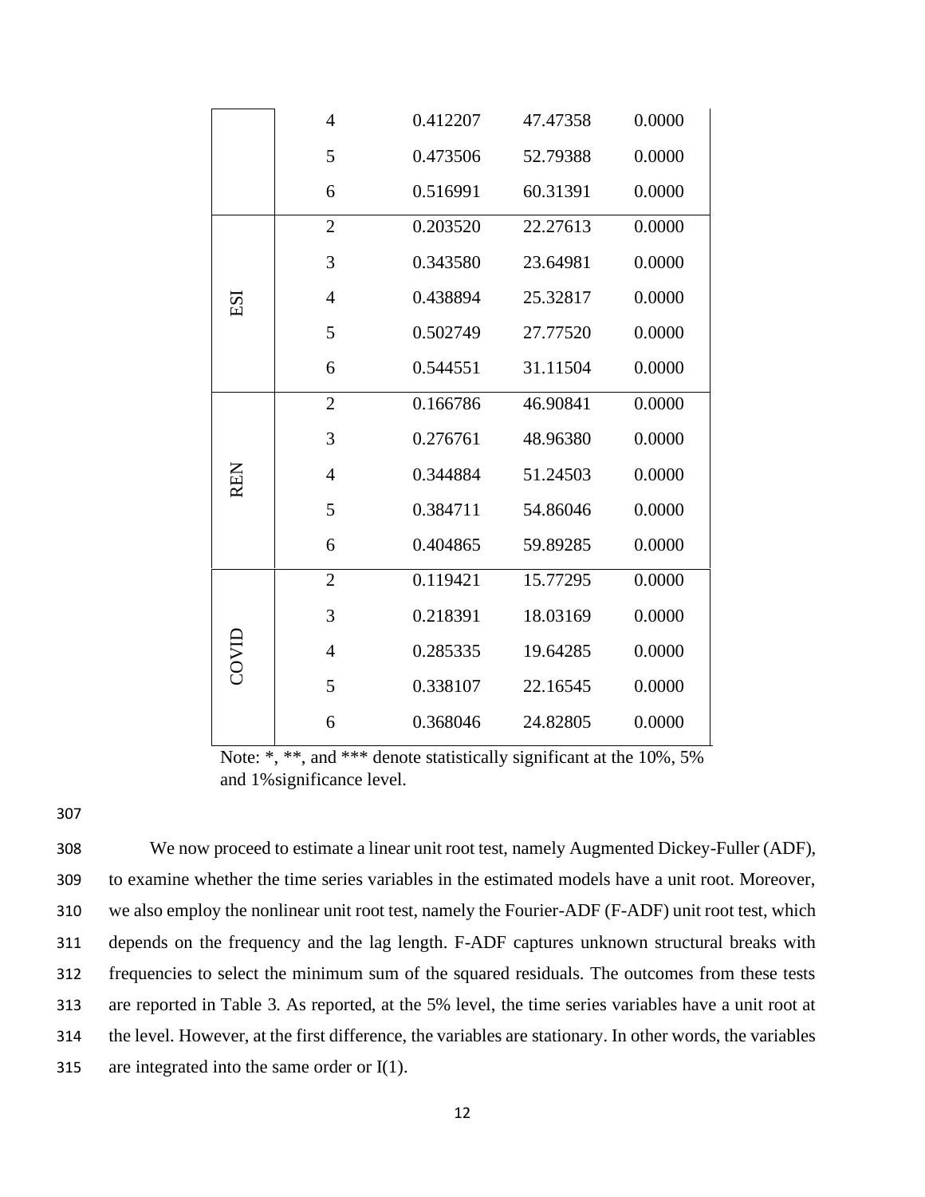| | 4 | 0.412207 | 47.47358 | 0.0000 |
|---|---|---|---|---|
| | 5 | 0.473506 | 52.79388 | 0.0000 |
| | 6 | 0.516991 | 60.31391 | 0.0000 |
| ESI | 2 | 0.203520 | 22.27613 | 0.0000 |
| | 3 | 0.343580 | 23.64981 | 0.0000 |
| | 4 | 0.438894 | 25.32817 | 0.0000 |
| | 5 | 0.502749 | 27.77520 | 0.0000 |
| | 6 | 0.544551 | 31.11504 | 0.0000 |
| REN | 2 | 0.166786 | 46.90841 | 0.0000 |
| | 3 | 0.276761 | 48.96380 | 0.0000 |
| | 4 | 0.344884 | 51.24503 | 0.0000 |
| | 5 | 0.384711 | 54.86046 | 0.0000 |
| | 6 | 0.404865 | 59.89285 | 0.0000 |
| COVID | 2 | 0.119421 | 15.77295 | 0.0000 |
| | 3 | 0.218391 | 18.03169 | 0.0000 |
| | 4 | 0.285335 | 19.64285 | 0.0000 |
| | 5 | 0.338107 | 22.16545 | 0.0000 |
| | 6 | 0.368046 | 24.82805 | 0.0000 |

Note: *, **, and *** denote statistically significant at the 10%, 5% and 1%significance level.

We now proceed to estimate a linear unit root test, namely Augmented Dickey-Fuller (ADF), to examine whether the time series variables in the estimated models have a unit root. Moreover, we also employ the nonlinear unit root test, namely the Fourier-ADF (F-ADF) unit root test, which depends on the frequency and the lag length. F-ADF captures unknown structural breaks with frequencies to select the minimum sum of the squared residuals. The outcomes from these tests are reported in Table 3. As reported, at the 5% level, the time series variables have a unit root at the level. However, at the first difference, the variables are stationary. In other words, the variables are integrated into the same order or I(1).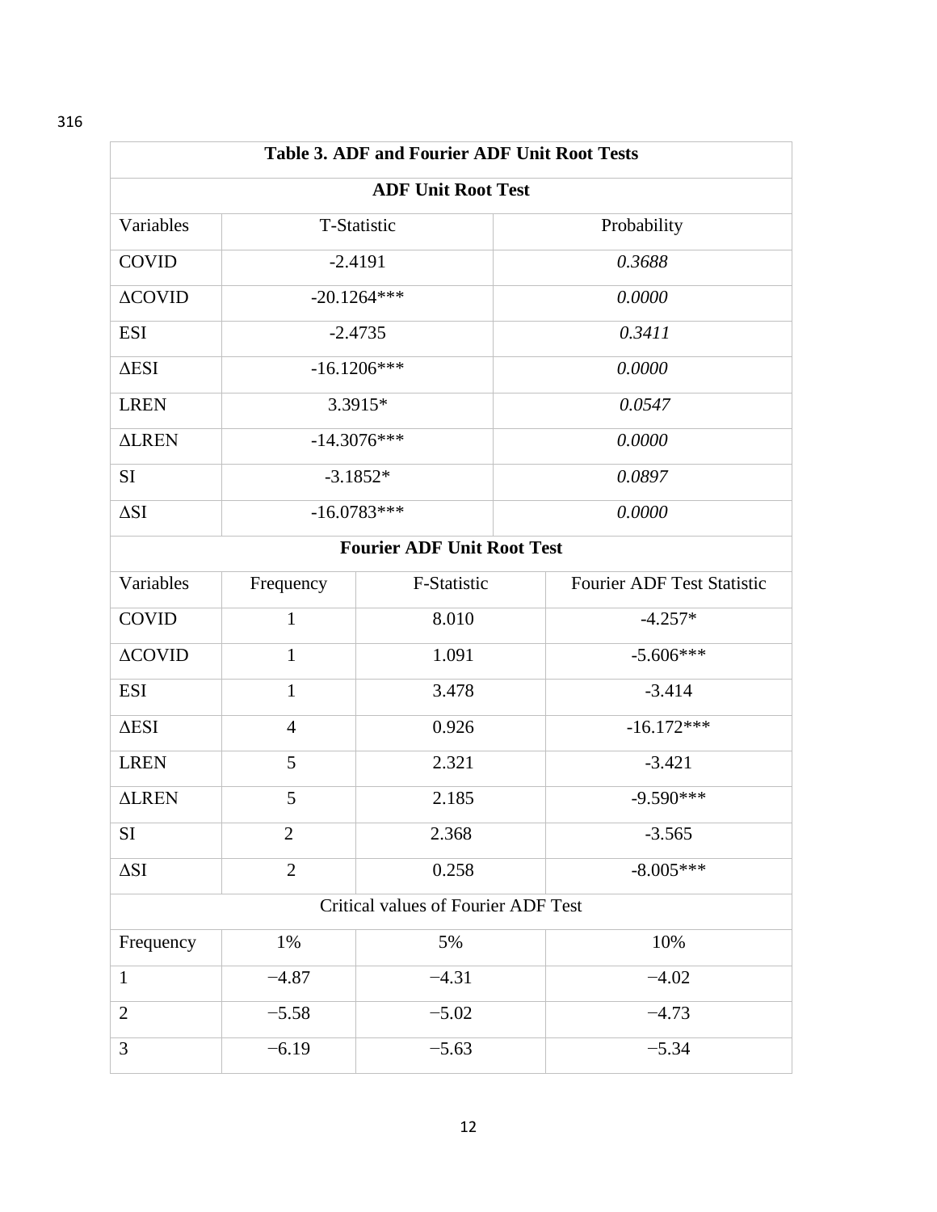**Table 3. ADF and Fourier ADF Unit Root Tests**

**ADF Unit Root Test**

| Variables | T-Statistic | Probability |
|---|---|---|
| COVID | -2.4191 | *0.3688* |
| ΔCOVID | -20.1264*** | *0.0000* |
| ESI | -2.4735 | *0.3411* |
| ΔESI | -16.1206*** | *0.0000* |
| LREN | 3.3915* | *0.0547* |
| ΔLREN | -14.3076*** | *0.0000* |
| SI | -3.1852* | *0.0897* |
| ΔSI | -16.0783*** | *0.0000* |

**Fourier ADF Unit Root Test**

| Variables | Frequency | F-Statistic | Fourier ADF Test Statistic |
|---|---|---|---|
| COVID | 1 | 8.010 | -4.257* |
| ΔCOVID | 1 | 1.091 | -5.606*** |
| ESI | 1 | 3.478 | -3.414 |
| ΔESI | 4 | 0.926 | -16.172*** |
| LREN | 5 | 2.321 | -3.421 |
| ΔLREN | 5 | 2.185 | -9.590*** |
| SI | 2 | 2.368 | -3.565 |
| ΔSI | 2 | 0.258 | -8.005*** |

Critical values of Fourier ADF Test

| Frequency | 1% | 5% | 10% |
|---|---|---|---|
| 1 | −4.87 | −4.31 | −4.02 |
| 2 | −5.58 | −5.02 | −4.73 |
| 3 | −6.19 | −5.63 | −5.34 |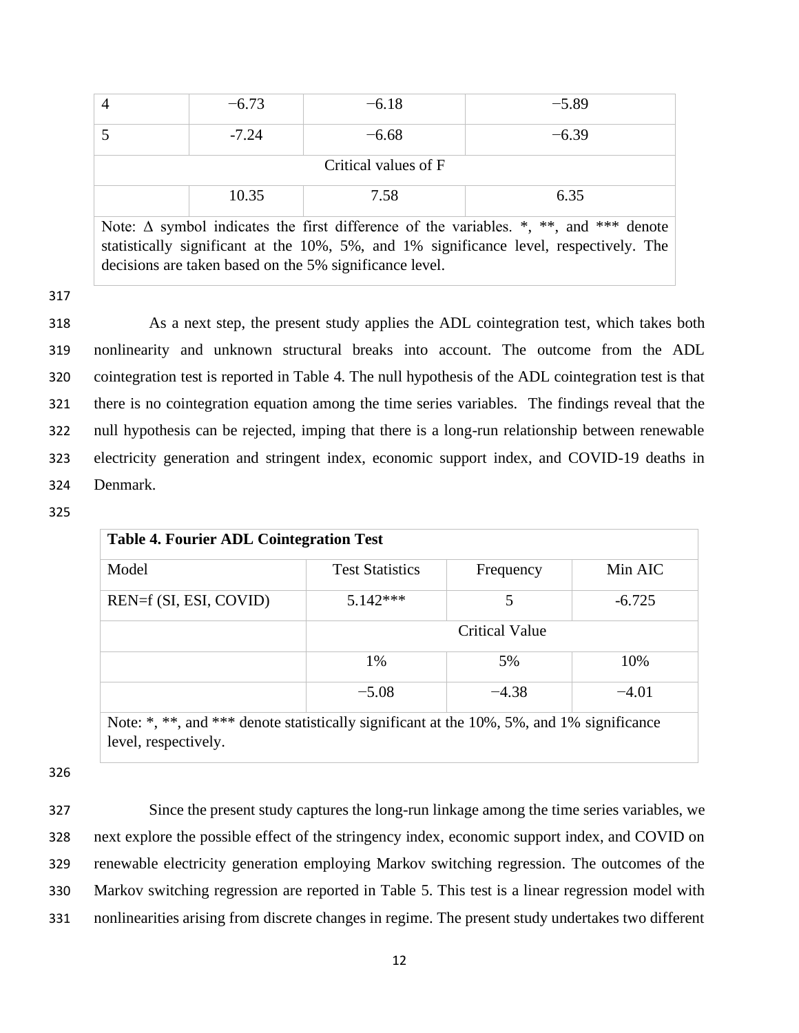| 4 | −6.73 | −6.18 | −5.89 |
|---|---|---|---|
| 5 | -7.24 | −6.68 | −6.39 |
| Critical values of F | | | |
| | 10.35 | 7.58 | 6.35 |

Note: Δ symbol indicates the first difference of the variables. *, **, and *** denote statistically significant at the 10%, 5%, and 1% significance level, respectively. The decisions are taken based on the 5% significance level.

As a next step, the present study applies the ADL cointegration test, which takes both nonlinearity and unknown structural breaks into account. The outcome from the ADL cointegration test is reported in Table 4. The null hypothesis of the ADL cointegration test is that there is no cointegration equation among the time series variables. The findings reveal that the null hypothesis can be rejected, imping that there is a long-run relationship between renewable electricity generation and stringent index, economic support index, and COVID-19 deaths in Denmark.

**Table 4. Fourier ADL Cointegration Test**

| Model | Test Statistics | Frequency | Min AIC |
|---|---|---|---|
| REN=f (SI, ESI, COVID) | 5.142*** | 5 | -6.725 |
| | Critical Value | | |
| | 1% | 5% | 10% |
| | −5.08 | −4.38 | −4.01 |

Note: *, **, and *** denote statistically significant at the 10%, 5%, and 1% significance level, respectively.

Since the present study captures the long-run linkage among the time series variables, we next explore the possible effect of the stringency index, economic support index, and COVID on renewable electricity generation employing Markov switching regression. The outcomes of the Markov switching regression are reported in Table 5. This test is a linear regression model with nonlinearities arising from discrete changes in regime. The present study undertakes two different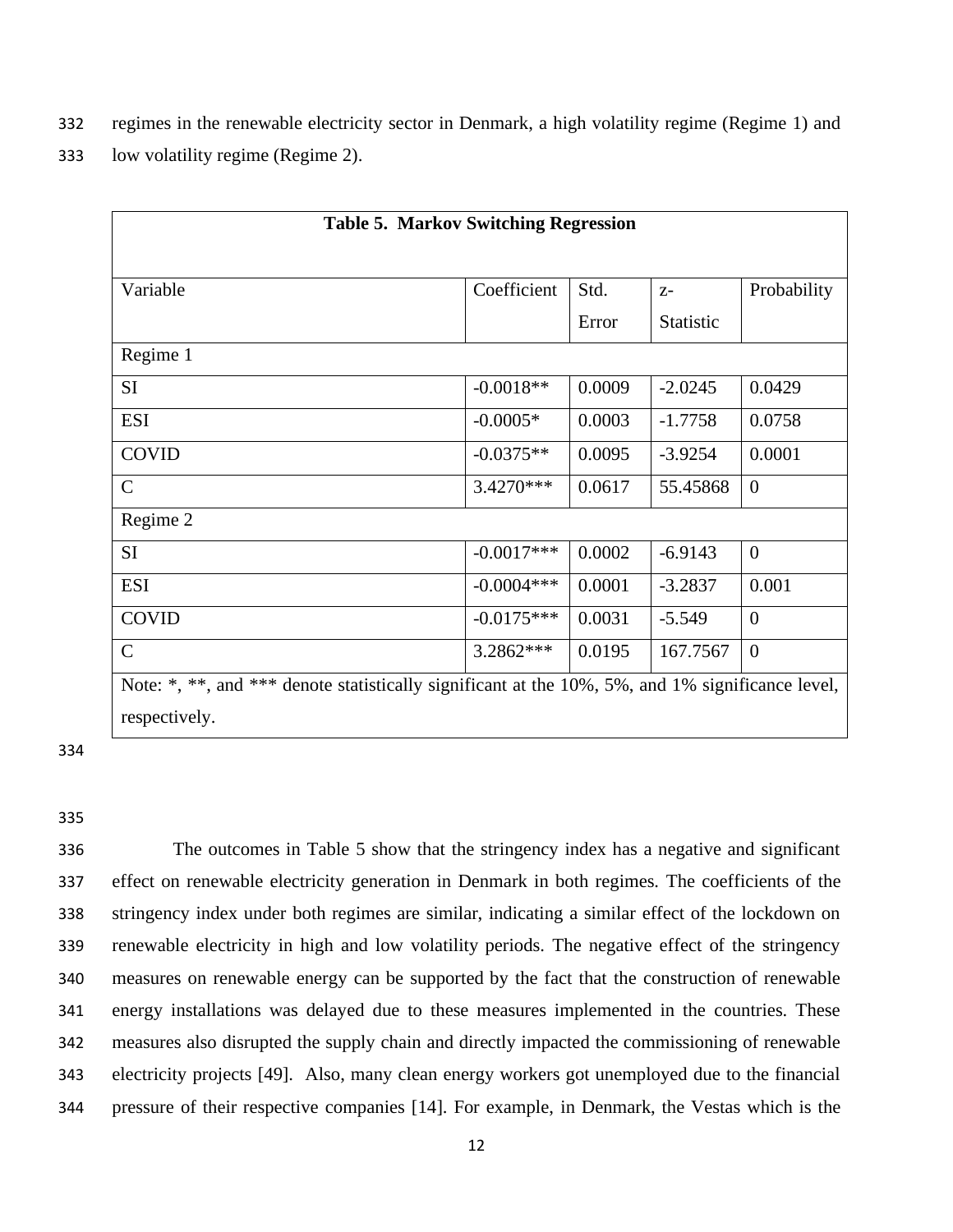regimes in the renewable electricity sector in Denmark, a high volatility regime (Regime 1) and low volatility regime (Regime 2).

**Table 5. Markov Switching Regression**

| Variable | Coefficient | Std. Error | z-Statistic | Probability |
|---|---|---|---|---|
| Regime 1 | | | | |
| SI | -0.0018** | 0.0009 | -2.0245 | 0.0429 |
| ESI | -0.0005* | 0.0003 | -1.7758 | 0.0758 |
| COVID | -0.0375** | 0.0095 | -3.9254 | 0.0001 |
| C | 3.4270*** | 0.0617 | 55.45868 | 0 |
| Regime 2 | | | | |
| SI | -0.0017*** | 0.0002 | -6.9143 | 0 |
| ESI | -0.0004*** | 0.0001 | -3.2837 | 0.001 |
| COVID | -0.0175*** | 0.0031 | -5.549 | 0 |
| C | 3.2862*** | 0.0195 | 167.7567 | 0 |

Note: *, **, and *** denote statistically significant at the 10%, 5%, and 1% significance level, respectively.

The outcomes in Table 5 show that the stringency index has a negative and significant effect on renewable electricity generation in Denmark in both regimes. The coefficients of the stringency index under both regimes are similar, indicating a similar effect of the lockdown on renewable electricity in high and low volatility periods. The negative effect of the stringency measures on renewable energy can be supported by the fact that the construction of renewable energy installations was delayed due to these measures implemented in the countries. These measures also disrupted the supply chain and directly impacted the commissioning of renewable electricity projects [49]. Also, many clean energy workers got unemployed due to the financial pressure of their respective companies [14]. For example, in Denmark, the Vestas which is the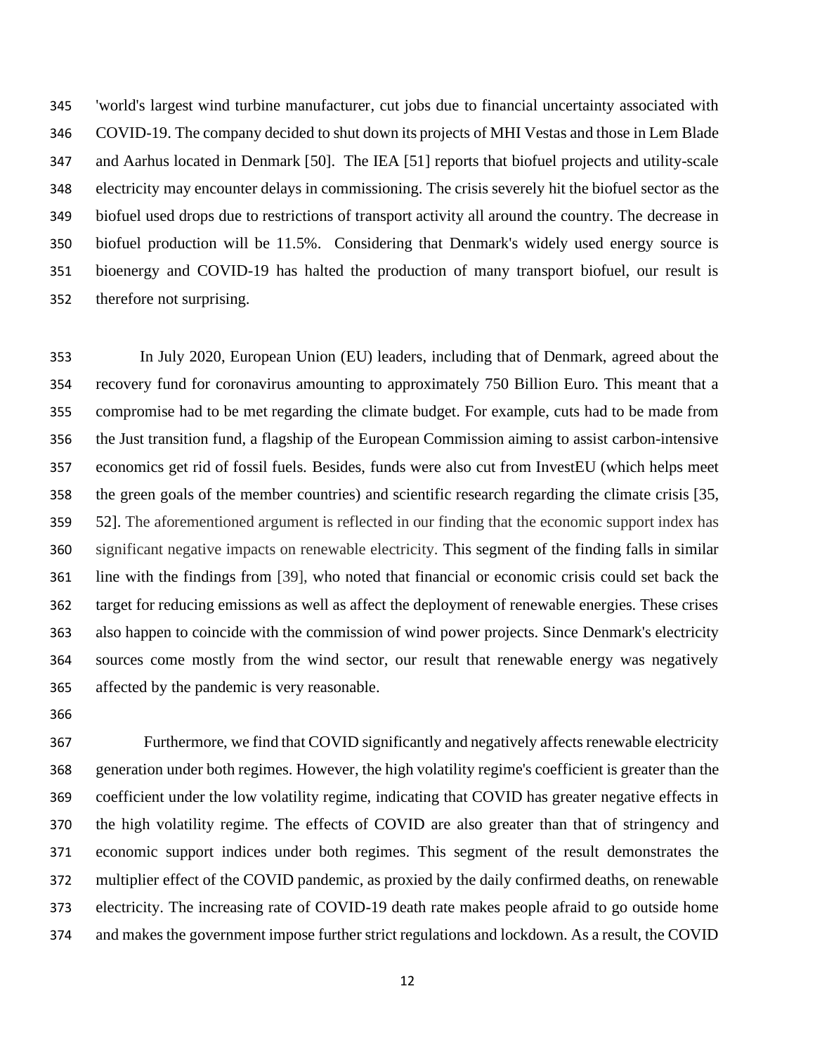'world's largest wind turbine manufacturer, cut jobs due to financial uncertainty associated with COVID-19. The company decided to shut down its projects of MHI Vestas and those in Lem Blade and Aarhus located in Denmark [50]. The IEA [51] reports that biofuel projects and utility-scale electricity may encounter delays in commissioning. The crisis severely hit the biofuel sector as the biofuel used drops due to restrictions of transport activity all around the country. The decrease in biofuel production will be 11.5%. Considering that Denmark's widely used energy source is bioenergy and COVID-19 has halted the production of many transport biofuel, our result is therefore not surprising.

In July 2020, European Union (EU) leaders, including that of Denmark, agreed about the recovery fund for coronavirus amounting to approximately 750 Billion Euro. This meant that a compromise had to be met regarding the climate budget. For example, cuts had to be made from the Just transition fund, a flagship of the European Commission aiming to assist carbon-intensive economics get rid of fossil fuels. Besides, funds were also cut from InvestEU (which helps meet the green goals of the member countries) and scientific research regarding the climate crisis [35, 52]. The aforementioned argument is reflected in our finding that the economic support index has significant negative impacts on renewable electricity. This segment of the finding falls in similar line with the findings from [39], who noted that financial or economic crisis could set back the target for reducing emissions as well as affect the deployment of renewable energies. These crises also happen to coincide with the commission of wind power projects. Since Denmark's electricity sources come mostly from the wind sector, our result that renewable energy was negatively affected by the pandemic is very reasonable.

Furthermore, we find that COVID significantly and negatively affects renewable electricity generation under both regimes. However, the high volatility regime's coefficient is greater than the coefficient under the low volatility regime, indicating that COVID has greater negative effects in the high volatility regime. The effects of COVID are also greater than that of stringency and economic support indices under both regimes. This segment of the result demonstrates the multiplier effect of the COVID pandemic, as proxied by the daily confirmed deaths, on renewable electricity. The increasing rate of COVID-19 death rate makes people afraid to go outside home and makes the government impose further strict regulations and lockdown. As a result, the COVID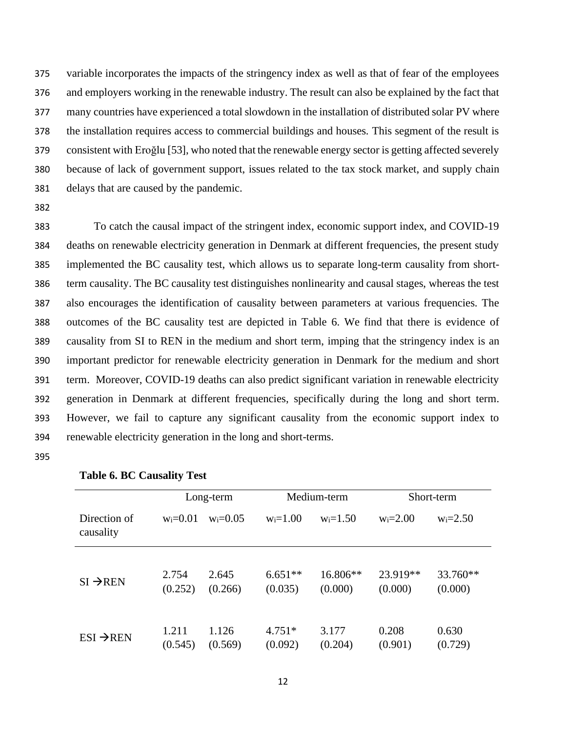variable incorporates the impacts of the stringency index as well as that of fear of the employees and employers working in the renewable industry. The result can also be explained by the fact that many countries have experienced a total slowdown in the installation of distributed solar PV where the installation requires access to commercial buildings and houses. This segment of the result is consistent with Eroğlu [53], who noted that the renewable energy sector is getting affected severely because of lack of government support, issues related to the tax stock market, and supply chain delays that are caused by the pandemic.

To catch the causal impact of the stringent index, economic support index, and COVID-19 deaths on renewable electricity generation in Denmark at different frequencies, the present study implemented the BC causality test, which allows us to separate long-term causality from short-term causality. The BC causality test distinguishes nonlinearity and causal stages, whereas the test also encourages the identification of causality between parameters at various frequencies. The outcomes of the BC causality test are depicted in Table 6. We find that there is evidence of causality from SI to REN in the medium and short term, imping that the stringency index is an important predictor for renewable electricity generation in Denmark for the medium and short term. Moreover, COVID-19 deaths can also predict significant variation in renewable electricity generation in Denmark at different frequencies, specifically during the long and short term. However, we fail to capture any significant causality from the economic support index to renewable electricity generation in the long and short-terms.

**Table 6. BC Causality Test**

| | Long-term | | Medium-term | | Short-term | |
|---|---|---|---|---|---|---|
| Direction of causality | $w_i$=0.01 | $w_i$=0.05 | $w_i$=1.00 | $w_i$=1.50 | $w_i$=2.00 | $w_i$=2.50 |
| SI →REN | 2.754 (0.252) | 2.645 (0.266) | 6.651** (0.035) | 16.806** (0.000) | 23.919** (0.000) | 33.760** (0.000) |
| ESI →REN | 1.211 (0.545) | 1.126 (0.569) | 4.751* (0.092) | 3.177 (0.204) | 0.208 (0.901) | 0.630 (0.729) |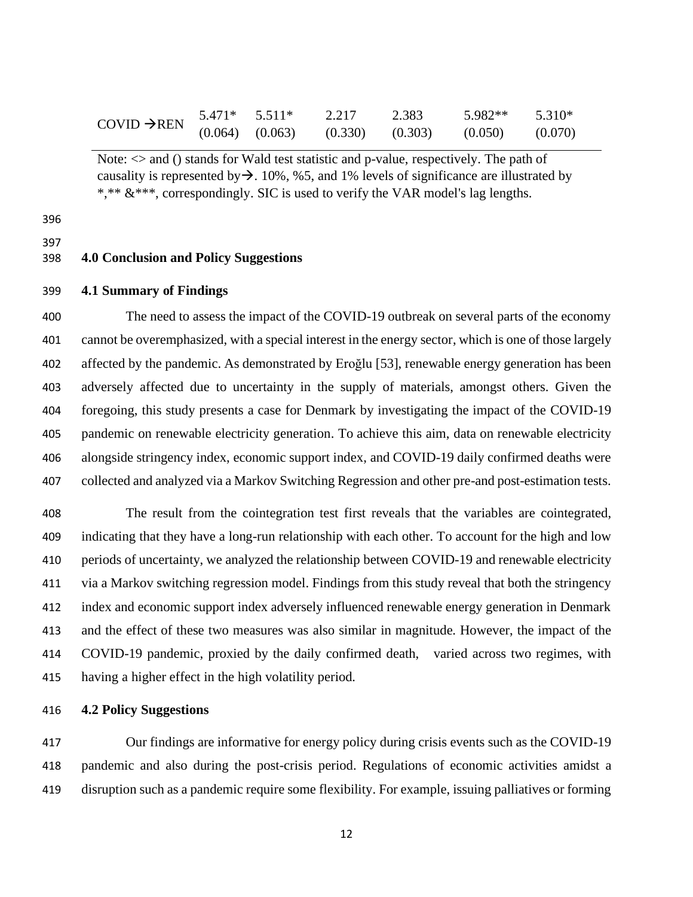| | | | | | | |
|---|---|---|---|---|---|---|
| COVID →REN | 5.471* (0.064) | 5.511* (0.063) | 2.217 (0.330) | 2.383 (0.303) | 5.982** (0.050) | 5.310* (0.070) |

Note: <> and () stands for Wald test statistic and p-value, respectively. The path of causality is represented by→. 10%, %5, and 1% levels of significance are illustrated by *,** &***, correspondingly. SIC is used to verify the VAR model's lag lengths.

# 4.0 Conclusion and Policy Suggestions

## 4.1 Summary of Findings

The need to assess the impact of the COVID-19 outbreak on several parts of the economy cannot be overemphasized, with a special interest in the energy sector, which is one of those largely affected by the pandemic. As demonstrated by Eroğlu [53], renewable energy generation has been adversely affected due to uncertainty in the supply of materials, amongst others. Given the foregoing, this study presents a case for Denmark by investigating the impact of the COVID-19 pandemic on renewable electricity generation. To achieve this aim, data on renewable electricity alongside stringency index, economic support index, and COVID-19 daily confirmed deaths were collected and analyzed via a Markov Switching Regression and other pre-and post-estimation tests.

The result from the cointegration test first reveals that the variables are cointegrated, indicating that they have a long-run relationship with each other. To account for the high and low periods of uncertainty, we analyzed the relationship between COVID-19 and renewable electricity via a Markov switching regression model. Findings from this study reveal that both the stringency index and economic support index adversely influenced renewable energy generation in Denmark and the effect of these two measures was also similar in magnitude. However, the impact of the COVID-19 pandemic, proxied by the daily confirmed death, varied across two regimes, with having a higher effect in the high volatility period.

## 4.2 Policy Suggestions

Our findings are informative for energy policy during crisis events such as the COVID-19 pandemic and also during the post-crisis period. Regulations of economic activities amidst a disruption such as a pandemic require some flexibility. For example, issuing palliatives or forming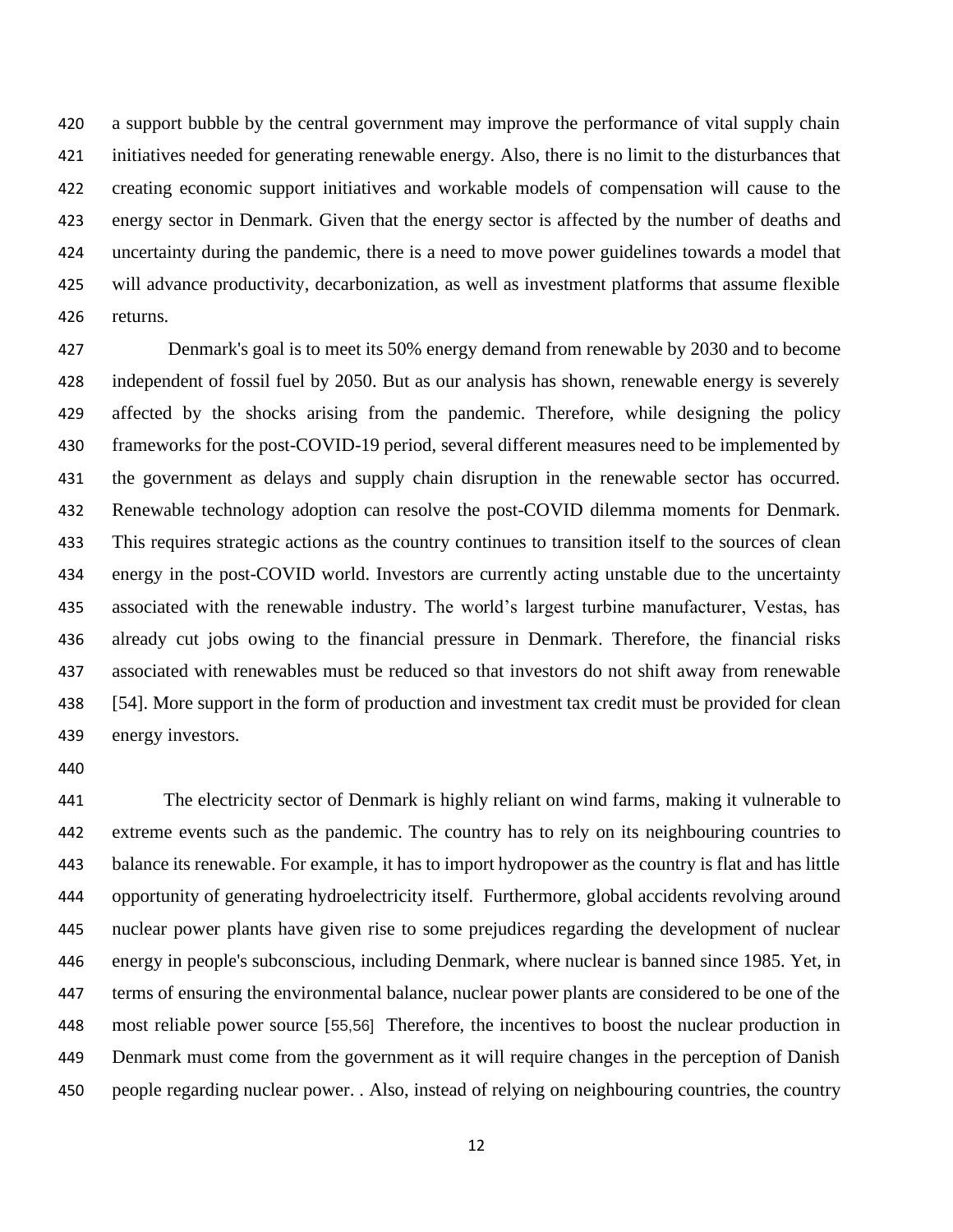a support bubble by the central government may improve the performance of vital supply chain initiatives needed for generating renewable energy. Also, there is no limit to the disturbances that creating economic support initiatives and workable models of compensation will cause to the energy sector in Denmark. Given that the energy sector is affected by the number of deaths and uncertainty during the pandemic, there is a need to move power guidelines towards a model that will advance productivity, decarbonization, as well as investment platforms that assume flexible returns.

Denmark's goal is to meet its 50% energy demand from renewable by 2030 and to become independent of fossil fuel by 2050. But as our analysis has shown, renewable energy is severely affected by the shocks arising from the pandemic. Therefore, while designing the policy frameworks for the post-COVID-19 period, several different measures need to be implemented by the government as delays and supply chain disruption in the renewable sector has occurred. Renewable technology adoption can resolve the post-COVID dilemma moments for Denmark. This requires strategic actions as the country continues to transition itself to the sources of clean energy in the post-COVID world. Investors are currently acting unstable due to the uncertainty associated with the renewable industry. The world's largest turbine manufacturer, Vestas, has already cut jobs owing to the financial pressure in Denmark. Therefore, the financial risks associated with renewables must be reduced so that investors do not shift away from renewable [54]. More support in the form of production and investment tax credit must be provided for clean energy investors.

The electricity sector of Denmark is highly reliant on wind farms, making it vulnerable to extreme events such as the pandemic. The country has to rely on its neighbouring countries to balance its renewable. For example, it has to import hydropower as the country is flat and has little opportunity of generating hydroelectricity itself. Furthermore, global accidents revolving around nuclear power plants have given rise to some prejudices regarding the development of nuclear energy in people's subconscious, including Denmark, where nuclear is banned since 1985. Yet, in terms of ensuring the environmental balance, nuclear power plants are considered to be one of the most reliable power source [55,56] Therefore, the incentives to boost the nuclear production in Denmark must come from the government as it will require changes in the perception of Danish people regarding nuclear power. . Also, instead of relying on neighbouring countries, the country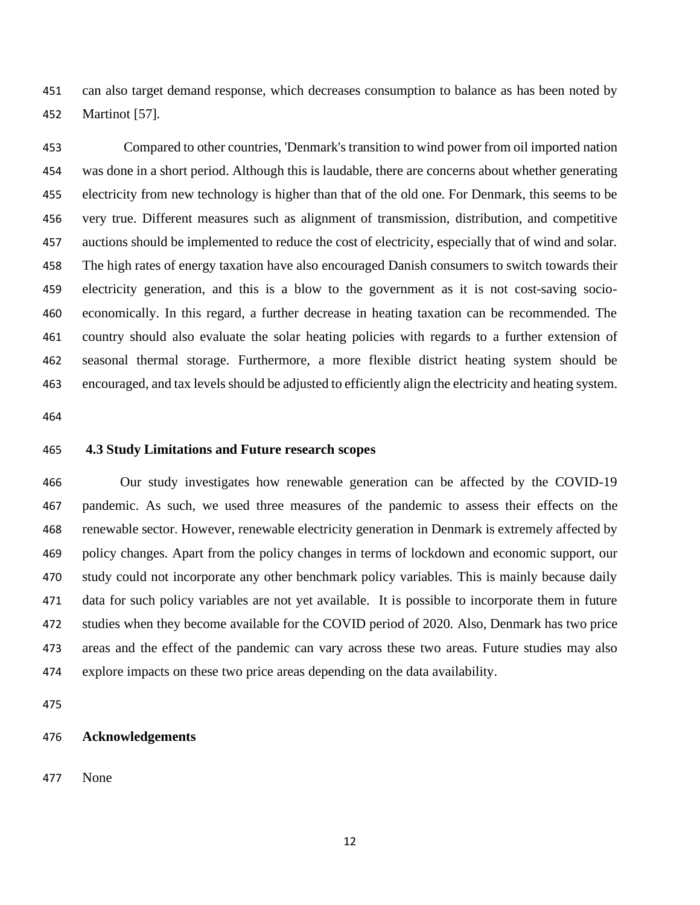can also target demand response, which decreases consumption to balance as has been noted by Martinot [57].

Compared to other countries, 'Denmark's transition to wind power from oil imported nation was done in a short period. Although this is laudable, there are concerns about whether generating electricity from new technology is higher than that of the old one. For Denmark, this seems to be very true. Different measures such as alignment of transmission, distribution, and competitive auctions should be implemented to reduce the cost of electricity, especially that of wind and solar. The high rates of energy taxation have also encouraged Danish consumers to switch towards their electricity generation, and this is a blow to the government as it is not cost-saving socio-economically. In this regard, a further decrease in heating taxation can be recommended. The country should also evaluate the solar heating policies with regards to a further extension of seasonal thermal storage. Furthermore, a more flexible district heating system should be encouraged, and tax levels should be adjusted to efficiently align the electricity and heating system.

### 4.3 Study Limitations and Future research scopes

Our study investigates how renewable generation can be affected by the COVID-19 pandemic. As such, we used three measures of the pandemic to assess their effects on the renewable sector. However, renewable electricity generation in Denmark is extremely affected by policy changes. Apart from the policy changes in terms of lockdown and economic support, our study could not incorporate any other benchmark policy variables. This is mainly because daily data for such policy variables are not yet available. It is possible to incorporate them in future studies when they become available for the COVID period of 2020. Also, Denmark has two price areas and the effect of the pandemic can vary across these two areas. Future studies may also explore impacts on these two price areas depending on the data availability.

## Acknowledgements

None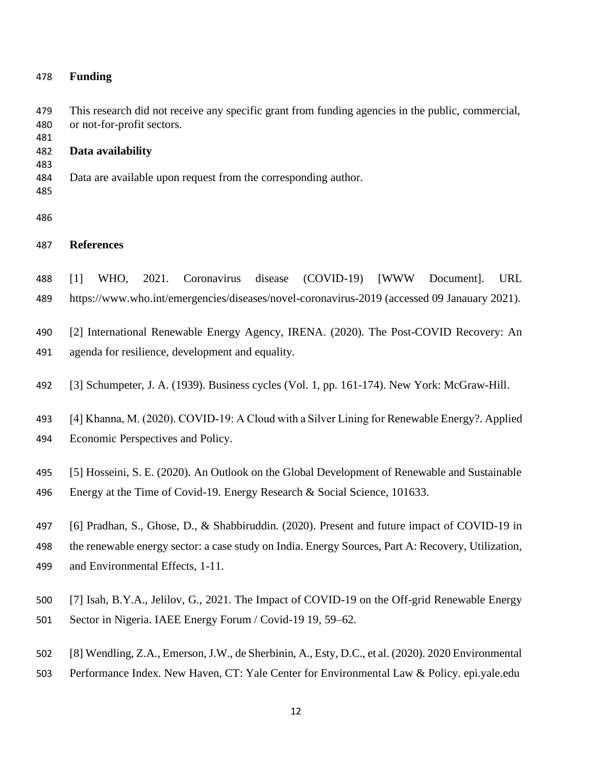## Funding

This research did not receive any specific grant from funding agencies in the public, commercial, or not-for-profit sectors.

## Data availability

Data are available upon request from the corresponding author.

## References

[1] WHO, 2021. Coronavirus disease (COVID-19) [WWW Document]. URL https://www.who.int/emergencies/diseases/novel-coronavirus-2019 (accessed 09 Janauary 2021).

[2] International Renewable Energy Agency, IRENA. (2020). The Post-COVID Recovery: An agenda for resilience, development and equality.

[3] Schumpeter, J. A. (1939). Business cycles (Vol. 1, pp. 161-174). New York: McGraw-Hill.

[4] Khanna, M. (2020). COVID-19: A Cloud with a Silver Lining for Renewable Energy?. Applied Economic Perspectives and Policy.

[5] Hosseini, S. E. (2020). An Outlook on the Global Development of Renewable and Sustainable Energy at the Time of Covid-19. Energy Research & Social Science, 101633.

[6] Pradhan, S., Ghose, D., & Shabbiruddin. (2020). Present and future impact of COVID-19 in the renewable energy sector: a case study on India. Energy Sources, Part A: Recovery, Utilization, and Environmental Effects, 1-11.

[7] Isah, B.Y.A., Jelilov, G., 2021. The Impact of COVID-19 on the Off-grid Renewable Energy Sector in Nigeria. IAEE Energy Forum / Covid-19 19, 59–62.

[8] Wendling, Z.A., Emerson, J.W., de Sherbinin, A., Esty, D.C., et al. (2020). 2020 Environmental Performance Index. New Haven, CT: Yale Center for Environmental Law & Policy. epi.yale.edu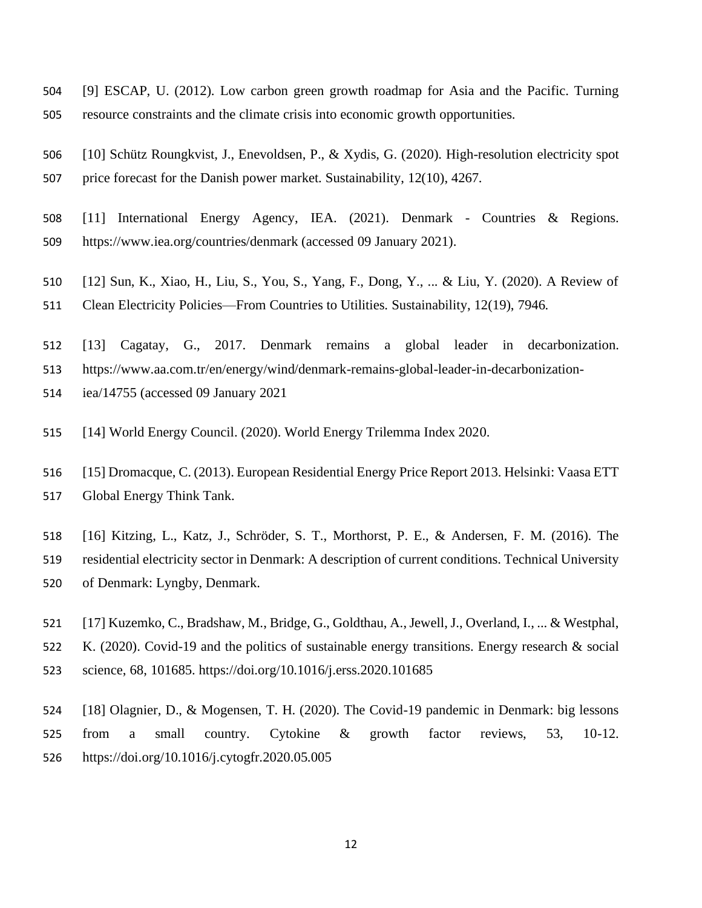[9] ESCAP, U. (2012). Low carbon green growth roadmap for Asia and the Pacific. Turning resource constraints and the climate crisis into economic growth opportunities.

[10] Schütz Roungkvist, J., Enevoldsen, P., & Xydis, G. (2020). High-resolution electricity spot price forecast for the Danish power market. Sustainability, 12(10), 4267.

[11] International Energy Agency, IEA. (2021). Denmark - Countries & Regions. https://www.iea.org/countries/denmark (accessed 09 January 2021).

[12] Sun, K., Xiao, H., Liu, S., You, S., Yang, F., Dong, Y., ... & Liu, Y. (2020). A Review of Clean Electricity Policies—From Countries to Utilities. Sustainability, 12(19), 7946.

[13] Cagatay, G., 2017. Denmark remains a global leader in decarbonization. https://www.aa.com.tr/en/energy/wind/denmark-remains-global-leader-in-decarbonization-iea/14755 (accessed 09 January 2021

[14] World Energy Council. (2020). World Energy Trilemma Index 2020.

[15] Dromacque, C. (2013). European Residential Energy Price Report 2013. Helsinki: Vaasa ETT Global Energy Think Tank.

[16] Kitzing, L., Katz, J., Schröder, S. T., Morthorst, P. E., & Andersen, F. M. (2016). The residential electricity sector in Denmark: A description of current conditions. Technical University of Denmark: Lyngby, Denmark.

[17] Kuzemko, C., Bradshaw, M., Bridge, G., Goldthau, A., Jewell, J., Overland, I., ... & Westphal, K. (2020). Covid-19 and the politics of sustainable energy transitions. Energy research & social science, 68, 101685. https://doi.org/10.1016/j.erss.2020.101685

[18] Olagnier, D., & Mogensen, T. H. (2020). The Covid-19 pandemic in Denmark: big lessons from a small country. Cytokine & growth factor reviews, 53, 10-12. https://doi.org/10.1016/j.cytogfr.2020.05.005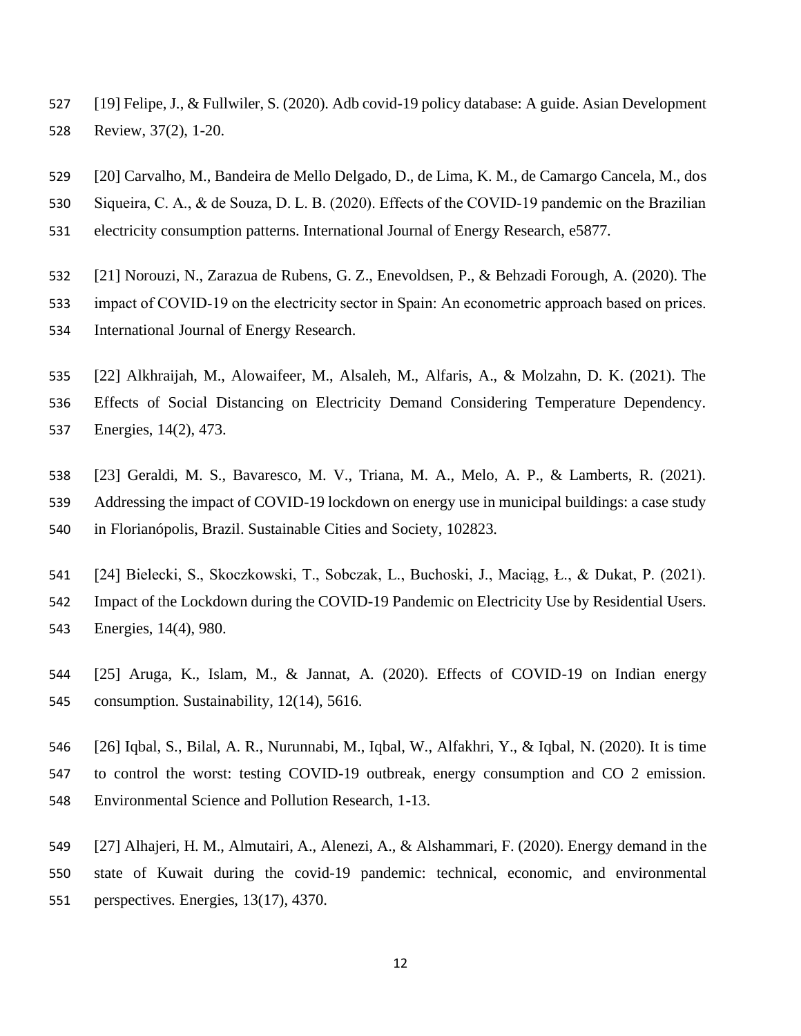[19] Felipe, J., & Fullwiler, S. (2020). Adb covid-19 policy database: A guide. Asian Development Review, 37(2), 1-20.

[20] Carvalho, M., Bandeira de Mello Delgado, D., de Lima, K. M., de Camargo Cancela, M., dos Siqueira, C. A., & de Souza, D. L. B. (2020). Effects of the COVID-19 pandemic on the Brazilian electricity consumption patterns. International Journal of Energy Research, e5877.

[21] Norouzi, N., Zarazua de Rubens, G. Z., Enevoldsen, P., & Behzadi Forough, A. (2020). The impact of COVID-19 on the electricity sector in Spain: An econometric approach based on prices. International Journal of Energy Research.

[22] Alkhraijah, M., Alowaifeer, M., Alsaleh, M., Alfaris, A., & Molzahn, D. K. (2021). The Effects of Social Distancing on Electricity Demand Considering Temperature Dependency. Energies, 14(2), 473.

[23] Geraldi, M. S., Bavaresco, M. V., Triana, M. A., Melo, A. P., & Lamberts, R. (2021). Addressing the impact of COVID-19 lockdown on energy use in municipal buildings: a case study in Florianópolis, Brazil. Sustainable Cities and Society, 102823.

[24] Bielecki, S., Skoczkowski, T., Sobczak, L., Buchoski, J., Maciąg, Ł., & Dukat, P. (2021). Impact of the Lockdown during the COVID-19 Pandemic on Electricity Use by Residential Users. Energies, 14(4), 980.

[25] Aruga, K., Islam, M., & Jannat, A. (2020). Effects of COVID-19 on Indian energy consumption. Sustainability, 12(14), 5616.

[26] Iqbal, S., Bilal, A. R., Nurunnabi, M., Iqbal, W., Alfakhri, Y., & Iqbal, N. (2020). It is time to control the worst: testing COVID-19 outbreak, energy consumption and CO 2 emission. Environmental Science and Pollution Research, 1-13.

[27] Alhajeri, H. M., Almutairi, A., Alenezi, A., & Alshammari, F. (2020). Energy demand in the state of Kuwait during the covid-19 pandemic: technical, economic, and environmental perspectives. Energies, 13(17), 4370.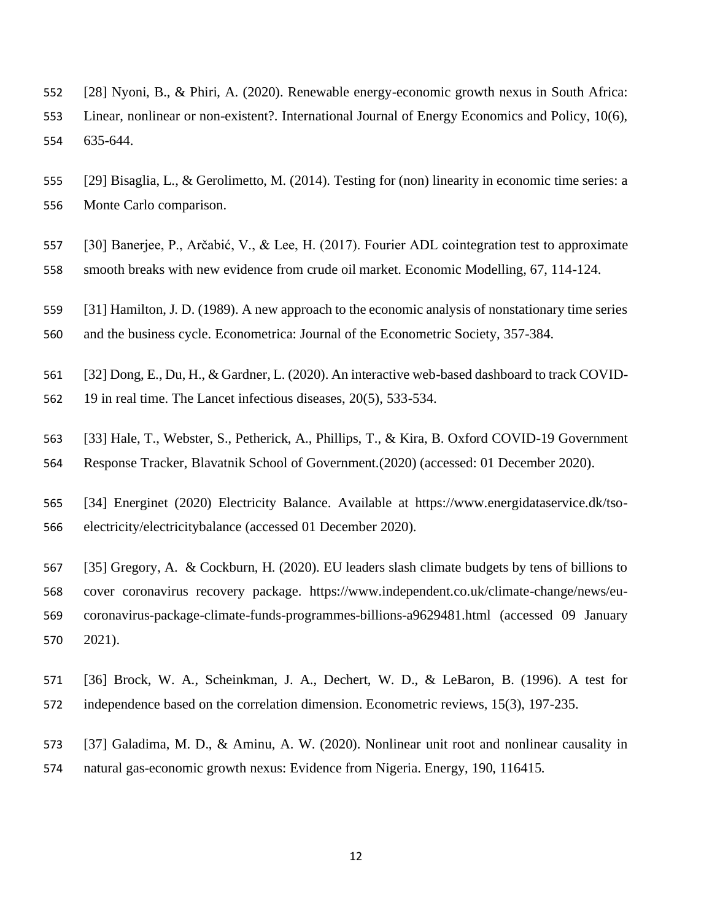[28] Nyoni, B., & Phiri, A. (2020). Renewable energy-economic growth nexus in South Africa: Linear, nonlinear or non-existent?. International Journal of Energy Economics and Policy, 10(6), 635-644.

[29] Bisaglia, L., & Gerolimetto, M. (2014). Testing for (non) linearity in economic time series: a Monte Carlo comparison.

[30] Banerjee, P., Arčabić, V., & Lee, H. (2017). Fourier ADL cointegration test to approximate smooth breaks with new evidence from crude oil market. Economic Modelling, 67, 114-124.

[31] Hamilton, J. D. (1989). A new approach to the economic analysis of nonstationary time series and the business cycle. Econometrica: Journal of the Econometric Society, 357-384.

[32] Dong, E., Du, H., & Gardner, L. (2020). An interactive web-based dashboard to track COVID-19 in real time. The Lancet infectious diseases, 20(5), 533-534.

[33] Hale, T., Webster, S., Petherick, A., Phillips, T., & Kira, B. Oxford COVID-19 Government Response Tracker, Blavatnik School of Government.(2020) (accessed: 01 December 2020).

[34] Energinet (2020) Electricity Balance. Available at https://www.energidataservice.dk/tso-electricity/electricitybalance (accessed 01 December 2020).

[35] Gregory, A. & Cockburn, H. (2020). EU leaders slash climate budgets by tens of billions to cover coronavirus recovery package. https://www.independent.co.uk/climate-change/news/eu-coronavirus-package-climate-funds-programmes-billions-a9629481.html (accessed 09 January 2021).

[36] Brock, W. A., Scheinkman, J. A., Dechert, W. D., & LeBaron, B. (1996). A test for independence based on the correlation dimension. Econometric reviews, 15(3), 197-235.

[37] Galadima, M. D., & Aminu, A. W. (2020). Nonlinear unit root and nonlinear causality in natural gas-economic growth nexus: Evidence from Nigeria. Energy, 190, 116415.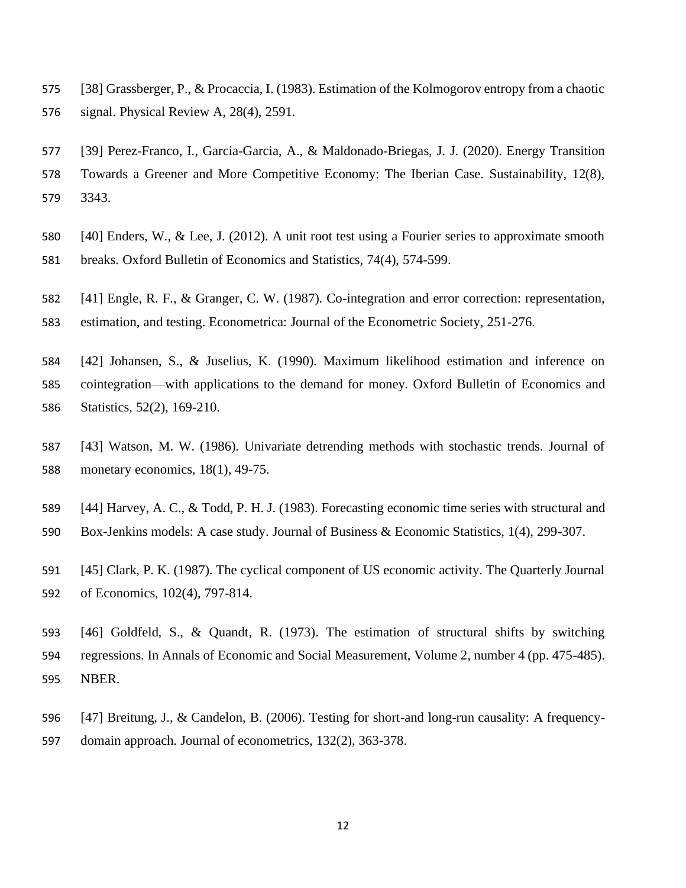[38] Grassberger, P., & Procaccia, I. (1983). Estimation of the Kolmogorov entropy from a chaotic signal. Physical Review A, 28(4), 2591.

[39] Perez-Franco, I., Garcia-Garcia, A., & Maldonado-Briegas, J. J. (2020). Energy Transition Towards a Greener and More Competitive Economy: The Iberian Case. Sustainability, 12(8), 3343.

[40] Enders, W., & Lee, J. (2012). A unit root test using a Fourier series to approximate smooth breaks. Oxford Bulletin of Economics and Statistics, 74(4), 574-599.

[41] Engle, R. F., & Granger, C. W. (1987). Co-integration and error correction: representation, estimation, and testing. Econometrica: Journal of the Econometric Society, 251-276.

[42] Johansen, S., & Juselius, K. (1990). Maximum likelihood estimation and inference on cointegration—with applications to the demand for money. Oxford Bulletin of Economics and Statistics, 52(2), 169-210.

[43] Watson, M. W. (1986). Univariate detrending methods with stochastic trends. Journal of monetary economics, 18(1), 49-75.

[44] Harvey, A. C., & Todd, P. H. J. (1983). Forecasting economic time series with structural and Box-Jenkins models: A case study. Journal of Business & Economic Statistics, 1(4), 299-307.

[45] Clark, P. K. (1987). The cyclical component of US economic activity. The Quarterly Journal of Economics, 102(4), 797-814.

[46] Goldfeld, S., & Quandt, R. (1973). The estimation of structural shifts by switching regressions. In Annals of Economic and Social Measurement, Volume 2, number 4 (pp. 475-485). NBER.

[47] Breitung, J., & Candelon, B. (2006). Testing for short-and long-run causality: A frequency-domain approach. Journal of econometrics, 132(2), 363-378.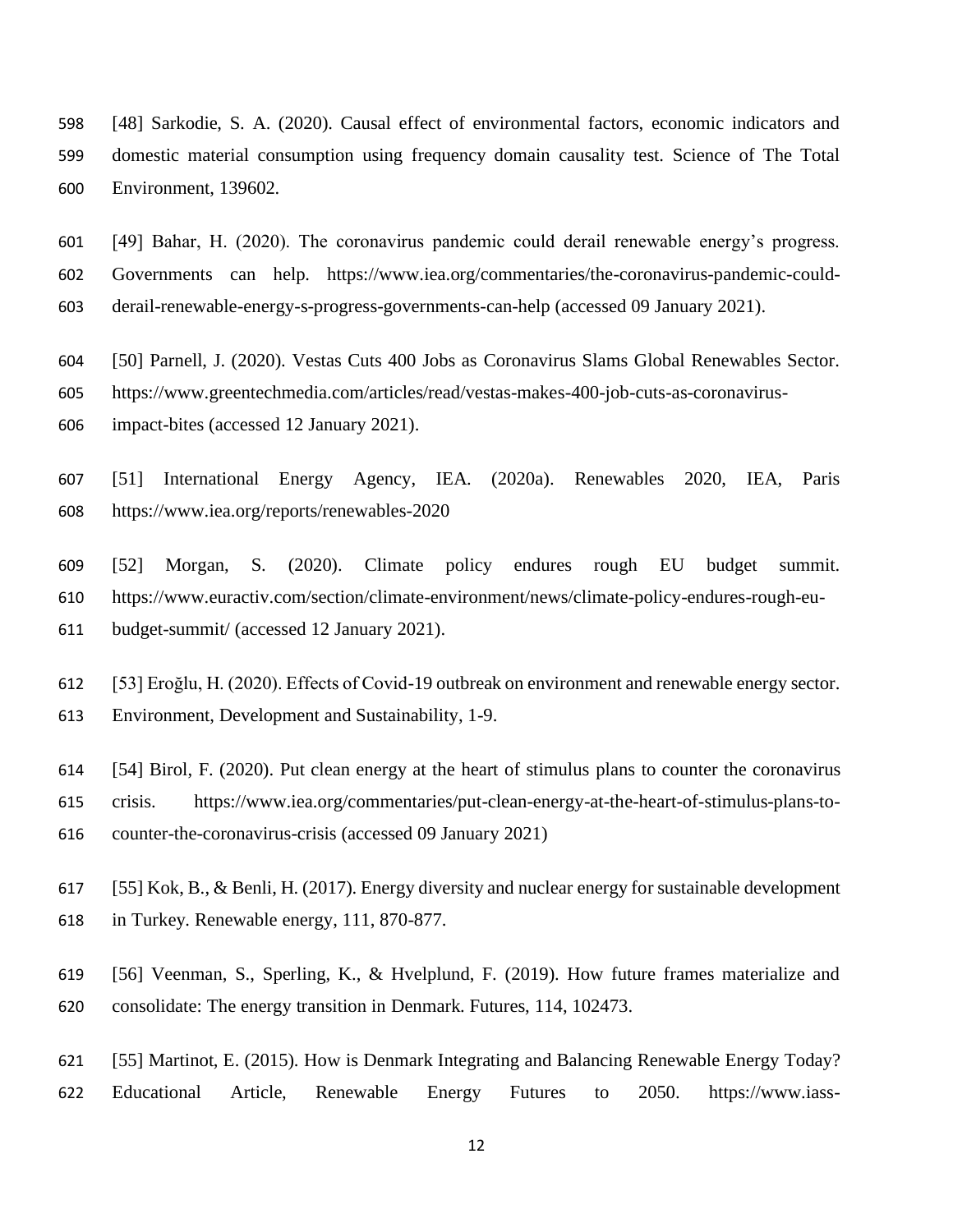[48] Sarkodie, S. A. (2020). Causal effect of environmental factors, economic indicators and domestic material consumption using frequency domain causality test. Science of The Total Environment, 139602.

[49] Bahar, H. (2020). The coronavirus pandemic could derail renewable energy's progress. Governments can help. https://www.iea.org/commentaries/the-coronavirus-pandemic-could-derail-renewable-energy-s-progress-governments-can-help (accessed 09 January 2021).

[50] Parnell, J. (2020). Vestas Cuts 400 Jobs as Coronavirus Slams Global Renewables Sector. https://www.greentechmedia.com/articles/read/vestas-makes-400-job-cuts-as-coronavirus-impact-bites (accessed 12 January 2021).

[51] International Energy Agency, IEA. (2020a). Renewables 2020, IEA, Paris https://www.iea.org/reports/renewables-2020

[52] Morgan, S. (2020). Climate policy endures rough EU budget summit. https://www.euractiv.com/section/climate-environment/news/climate-policy-endures-rough-eu-budget-summit/ (accessed 12 January 2021).

[53] Eroğlu, H. (2020). Effects of Covid-19 outbreak on environment and renewable energy sector. Environment, Development and Sustainability, 1-9.

[54] Birol, F. (2020). Put clean energy at the heart of stimulus plans to counter the coronavirus crisis. https://www.iea.org/commentaries/put-clean-energy-at-the-heart-of-stimulus-plans-to-counter-the-coronavirus-crisis (accessed 09 January 2021)

[55] Kok, B., & Benli, H. (2017). Energy diversity and nuclear energy for sustainable development in Turkey. Renewable energy, 111, 870-877.

[56] Veenman, S., Sperling, K., & Hvelplund, F. (2019). How future frames materialize and consolidate: The energy transition in Denmark. Futures, 114, 102473.

[55] Martinot, E. (2015). How is Denmark Integrating and Balancing Renewable Energy Today? Educational Article, Renewable Energy Futures to 2050. https://www.iass-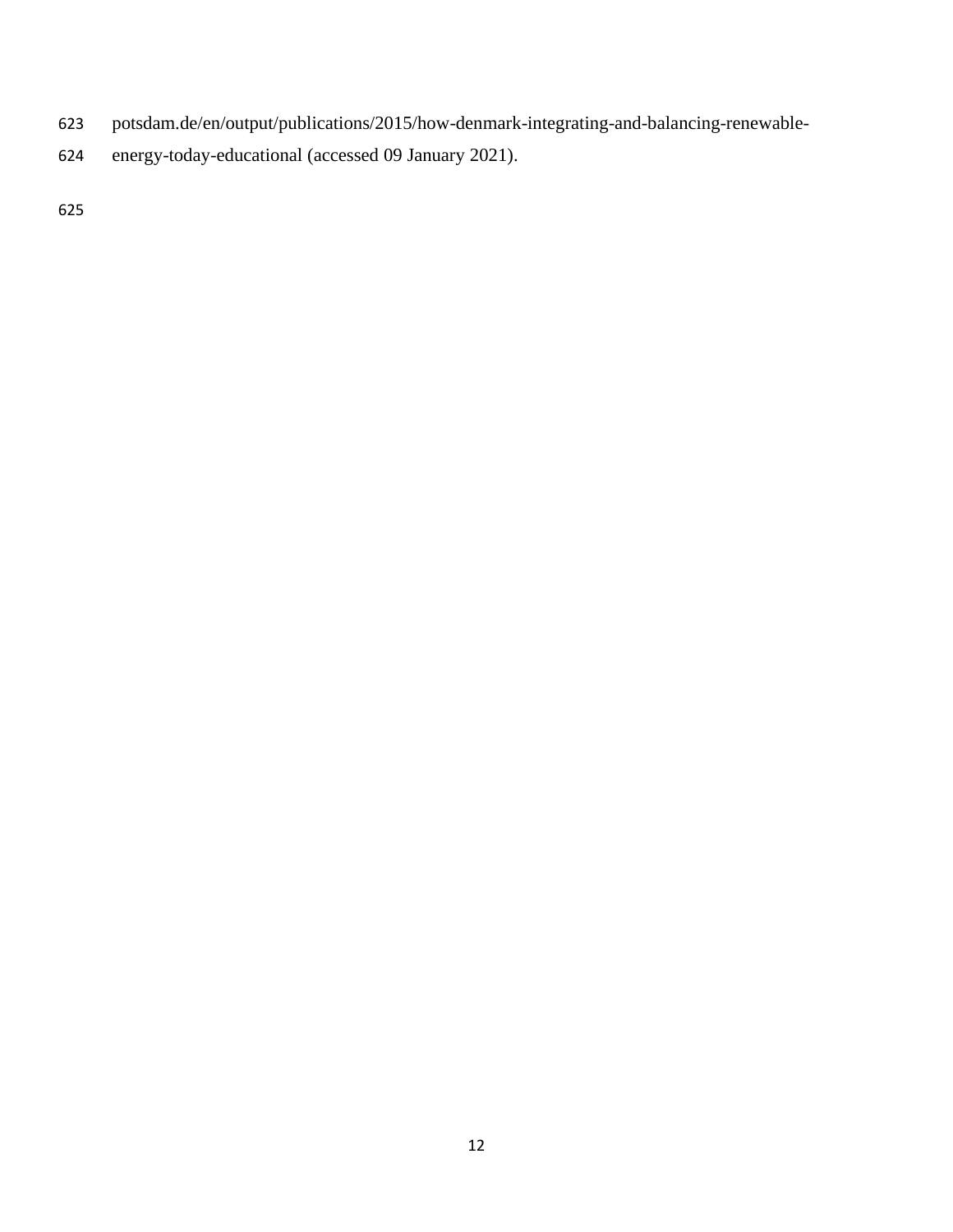potsdam.de/en/output/publications/2015/how-denmark-integrating-and-balancing-renewable-energy-today-educational (accessed 09 January 2021).